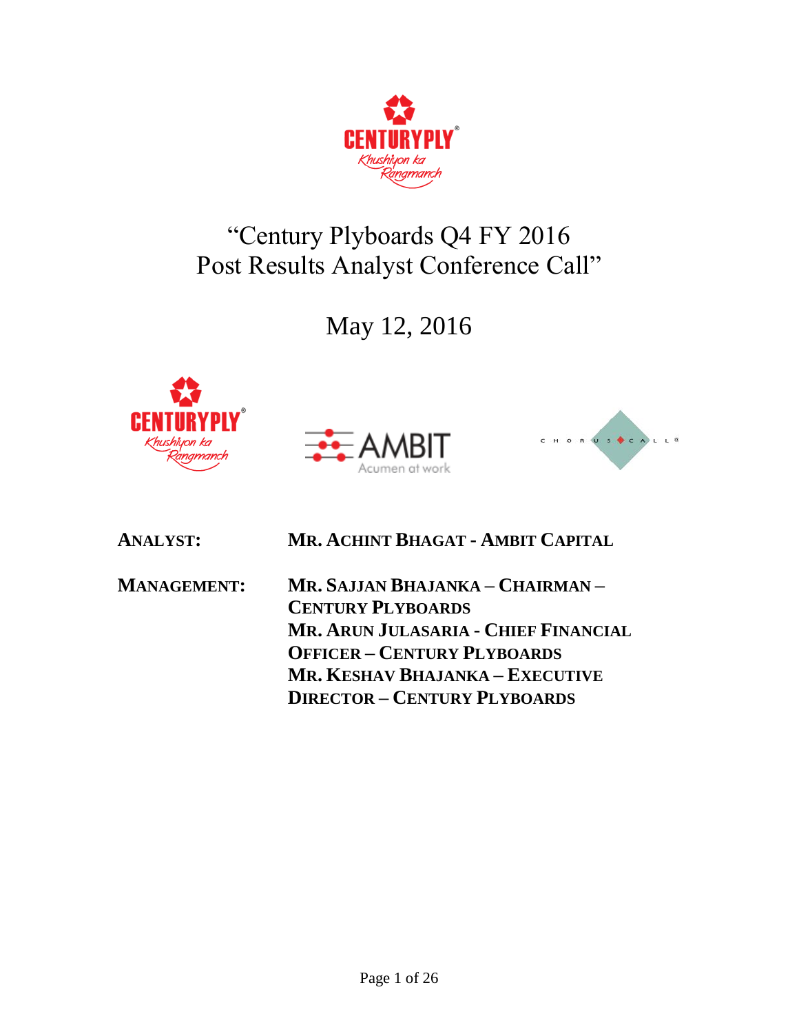# "Century Plyboards Q4 FY 2016 Post Results Analyst Conference Call"

## May 12, 2016

**ANALYST:** **MR. ACHINT BHAGAT - AMBIT CAPITAL**

**MANAGEMENT:** **MR. SAJJAN BHAJANKA – CHAIRMAN – CENTURY PLYBOARDS**
**MR. ARUN JULASARIA - CHIEF FINANCIAL OFFICER – CENTURY PLYBOARDS**
**MR. KESHAV BHAJANKA – EXECUTIVE DIRECTOR – CENTURY PLYBOARDS**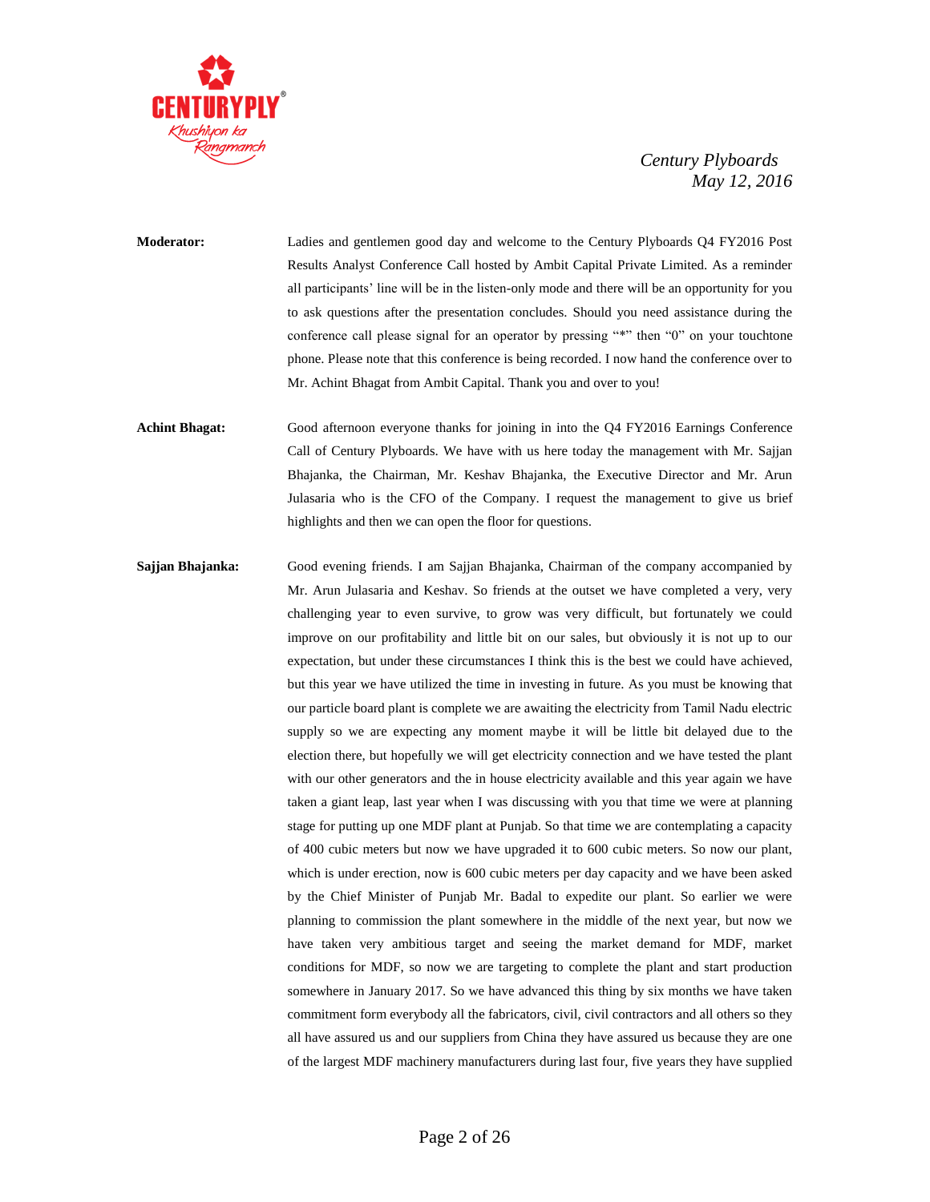**Moderator:** Ladies and gentlemen good day and welcome to the Century Plyboards Q4 FY2016 Post Results Analyst Conference Call hosted by Ambit Capital Private Limited. As a reminder all participants' line will be in the listen-only mode and there will be an opportunity for you to ask questions after the presentation concludes. Should you need assistance during the conference call please signal for an operator by pressing "*" then "0" on your touchtone phone. Please note that this conference is being recorded. I now hand the conference over to Mr. Achint Bhagat from Ambit Capital. Thank you and over to you!

**Achint Bhagat:** Good afternoon everyone thanks for joining in into the Q4 FY2016 Earnings Conference Call of Century Plyboards. We have with us here today the management with Mr. Sajjan Bhajanka, the Chairman, Mr. Keshav Bhajanka, the Executive Director and Mr. Arun Julasaria who is the CFO of the Company. I request the management to give us brief highlights and then we can open the floor for questions.

**Sajjan Bhajanka:** Good evening friends. I am Sajjan Bhajanka, Chairman of the company accompanied by Mr. Arun Julasaria and Keshav. So friends at the outset we have completed a very, very challenging year to even survive, to grow was very difficult, but fortunately we could improve on our profitability and little bit on our sales, but obviously it is not up to our expectation, but under these circumstances I think this is the best we could have achieved, but this year we have utilized the time in investing in future. As you must be knowing that our particle board plant is complete we are awaiting the electricity from Tamil Nadu electric supply so we are expecting any moment maybe it will be little bit delayed due to the election there, but hopefully we will get electricity connection and we have tested the plant with our other generators and the in house electricity available and this year again we have taken a giant leap, last year when I was discussing with you that time we were at planning stage for putting up one MDF plant at Punjab. So that time we are contemplating a capacity of 400 cubic meters but now we have upgraded it to 600 cubic meters. So now our plant, which is under erection, now is 600 cubic meters per day capacity and we have been asked by the Chief Minister of Punjab Mr. Badal to expedite our plant. So earlier we were planning to commission the plant somewhere in the middle of the next year, but now we have taken very ambitious target and seeing the market demand for MDF, market conditions for MDF, so now we are targeting to complete the plant and start production somewhere in January 2017. So we have advanced this thing by six months we have taken commitment form everybody all the fabricators, civil, civil contractors and all others so they all have assured us and our suppliers from China they have assured us because they are one of the largest MDF machinery manufacturers during last four, five years they have supplied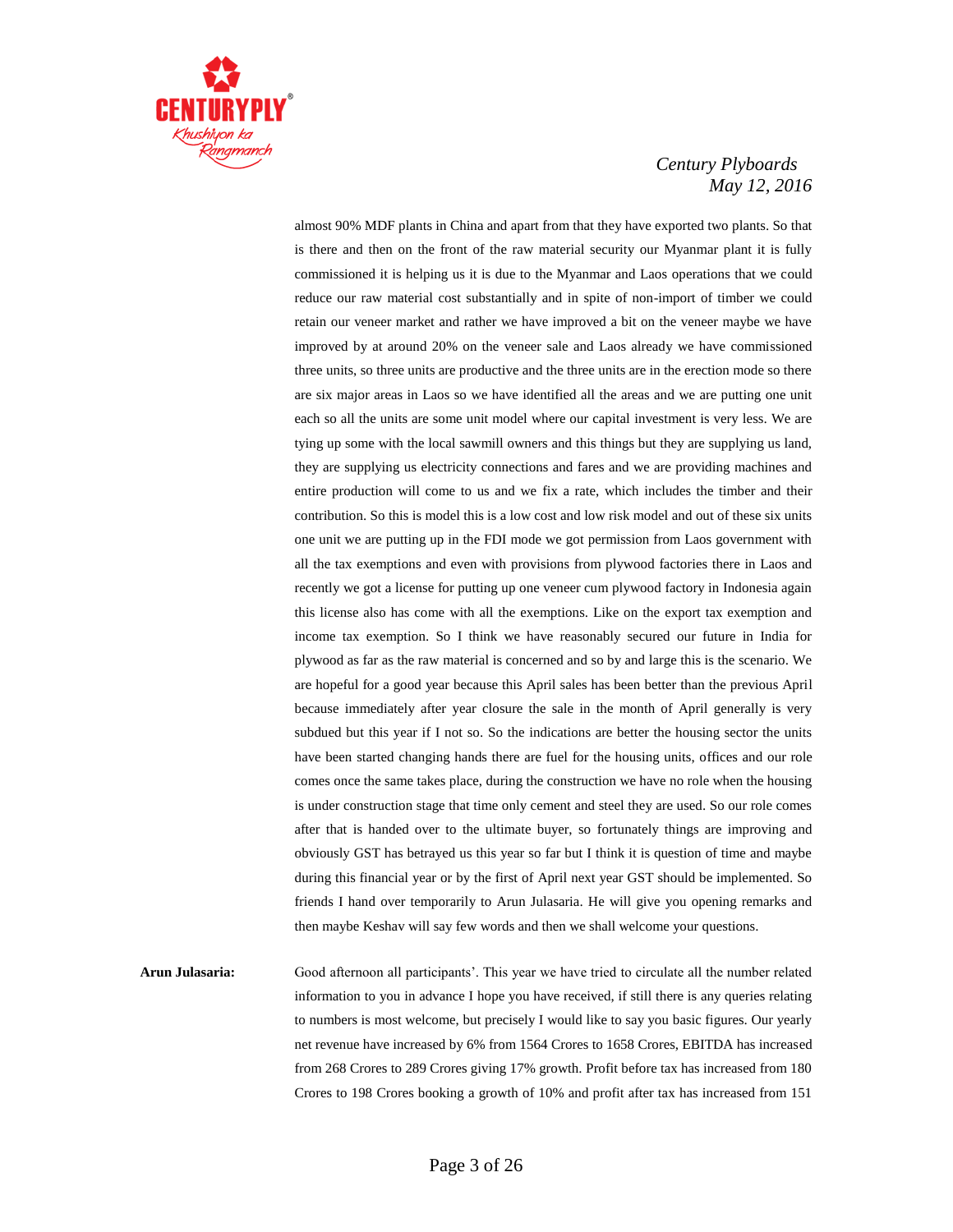almost 90% MDF plants in China and apart from that they have exported two plants. So that is there and then on the front of the raw material security our Myanmar plant it is fully commissioned it is helping us it is due to the Myanmar and Laos operations that we could reduce our raw material cost substantially and in spite of non-import of timber we could retain our veneer market and rather we have improved a bit on the veneer maybe we have improved by at around 20% on the veneer sale and Laos already we have commissioned three units, so three units are productive and the three units are in the erection mode so there are six major areas in Laos so we have identified all the areas and we are putting one unit each so all the units are some unit model where our capital investment is very less. We are tying up some with the local sawmill owners and this things but they are supplying us land, they are supplying us electricity connections and fares and we are providing machines and entire production will come to us and we fix a rate, which includes the timber and their contribution. So this is model this is a low cost and low risk model and out of these six units one unit we are putting up in the FDI mode we got permission from Laos government with all the tax exemptions and even with provisions from plywood factories there in Laos and recently we got a license for putting up one veneer cum plywood factory in Indonesia again this license also has come with all the exemptions. Like on the export tax exemption and income tax exemption. So I think we have reasonably secured our future in India for plywood as far as the raw material is concerned and so by and large this is the scenario. We are hopeful for a good year because this April sales has been better than the previous April because immediately after year closure the sale in the month of April generally is very subdued but this year if I not so. So the indications are better the housing sector the units have been started changing hands there are fuel for the housing units, offices and our role comes once the same takes place, during the construction we have no role when the housing is under construction stage that time only cement and steel they are used. So our role comes after that is handed over to the ultimate buyer, so fortunately things are improving and obviously GST has betrayed us this year so far but I think it is question of time and maybe during this financial year or by the first of April next year GST should be implemented. So friends I hand over temporarily to Arun Julasaria. He will give you opening remarks and then maybe Keshav will say few words and then we shall welcome your questions.

**Arun Julasaria:** Good afternoon all participants'. This year we have tried to circulate all the number related information to you in advance I hope you have received, if still there is any queries relating to numbers is most welcome, but precisely I would like to say you basic figures. Our yearly net revenue have increased by 6% from 1564 Crores to 1658 Crores, EBITDA has increased from 268 Crores to 289 Crores giving 17% growth. Profit before tax has increased from 180 Crores to 198 Crores booking a growth of 10% and profit after tax has increased from 151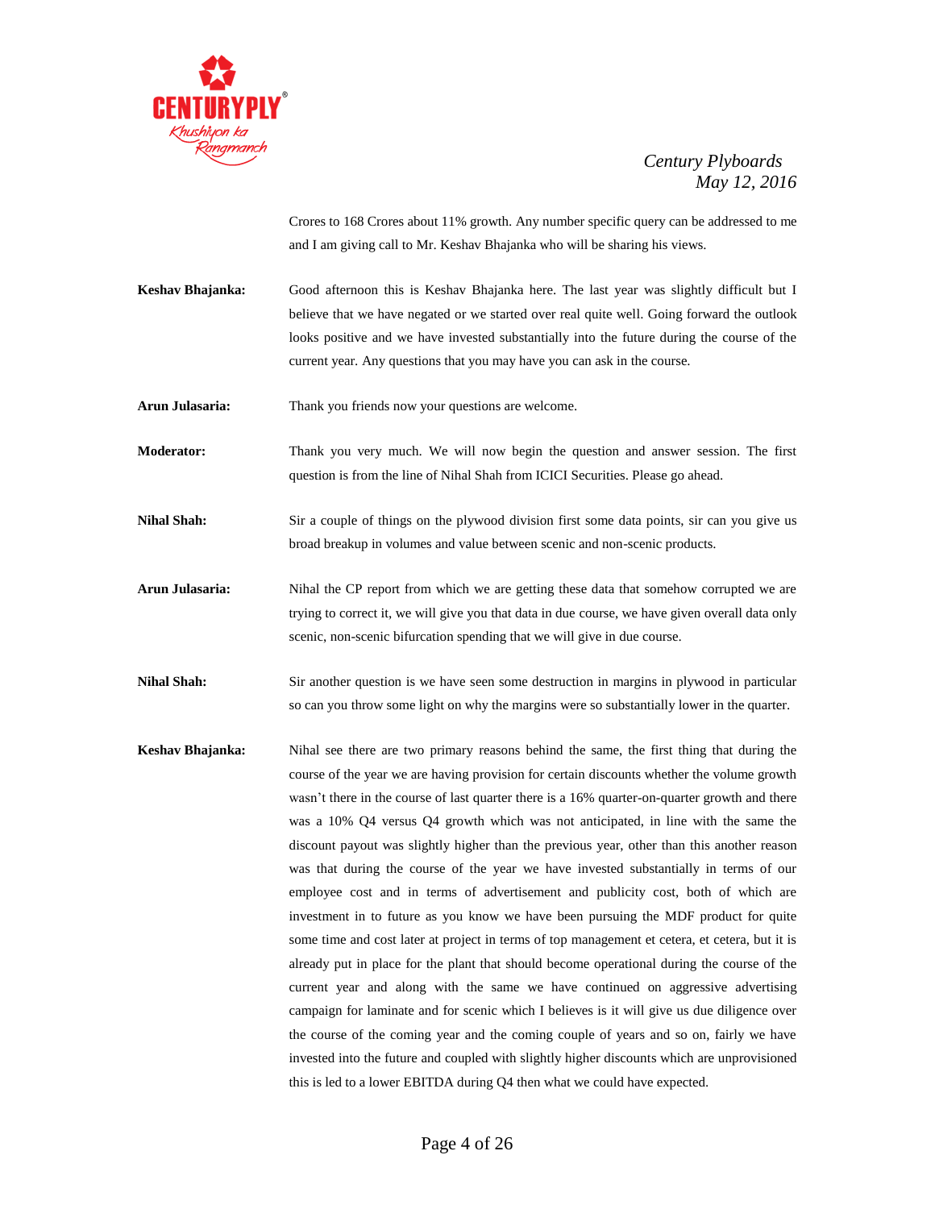Crores to 168 Crores about 11% growth. Any number specific query can be addressed to me and I am giving call to Mr. Keshav Bhajanka who will be sharing his views.

**Keshav Bhajanka:** Good afternoon this is Keshav Bhajanka here. The last year was slightly difficult but I believe that we have negated or we started over real quite well. Going forward the outlook looks positive and we have invested substantially into the future during the course of the current year. Any questions that you may have you can ask in the course.

**Arun Julasaria:** Thank you friends now your questions are welcome.

**Moderator:** Thank you very much. We will now begin the question and answer session. The first question is from the line of Nihal Shah from ICICI Securities. Please go ahead.

**Nihal Shah:** Sir a couple of things on the plywood division first some data points, sir can you give us broad breakup in volumes and value between scenic and non-scenic products.

**Arun Julasaria:** Nihal the CP report from which we are getting these data that somehow corrupted we are trying to correct it, we will give you that data in due course, we have given overall data only scenic, non-scenic bifurcation spending that we will give in due course.

**Nihal Shah:** Sir another question is we have seen some destruction in margins in plywood in particular so can you throw some light on why the margins were so substantially lower in the quarter.

**Keshav Bhajanka:** Nihal see there are two primary reasons behind the same, the first thing that during the course of the year we are having provision for certain discounts whether the volume growth wasn't there in the course of last quarter there is a 16% quarter-on-quarter growth and there was a 10% Q4 versus Q4 growth which was not anticipated, in line with the same the discount payout was slightly higher than the previous year, other than this another reason was that during the course of the year we have invested substantially in terms of our employee cost and in terms of advertisement and publicity cost, both of which are investment in to future as you know we have been pursuing the MDF product for quite some time and cost later at project in terms of top management et cetera, et cetera, but it is already put in place for the plant that should become operational during the course of the current year and along with the same we have continued on aggressive advertising campaign for laminate and for scenic which I believes is it will give us due diligence over the course of the coming year and the coming couple of years and so on, fairly we have invested into the future and coupled with slightly higher discounts which are unprovisioned this is led to a lower EBITDA during Q4 then what we could have expected.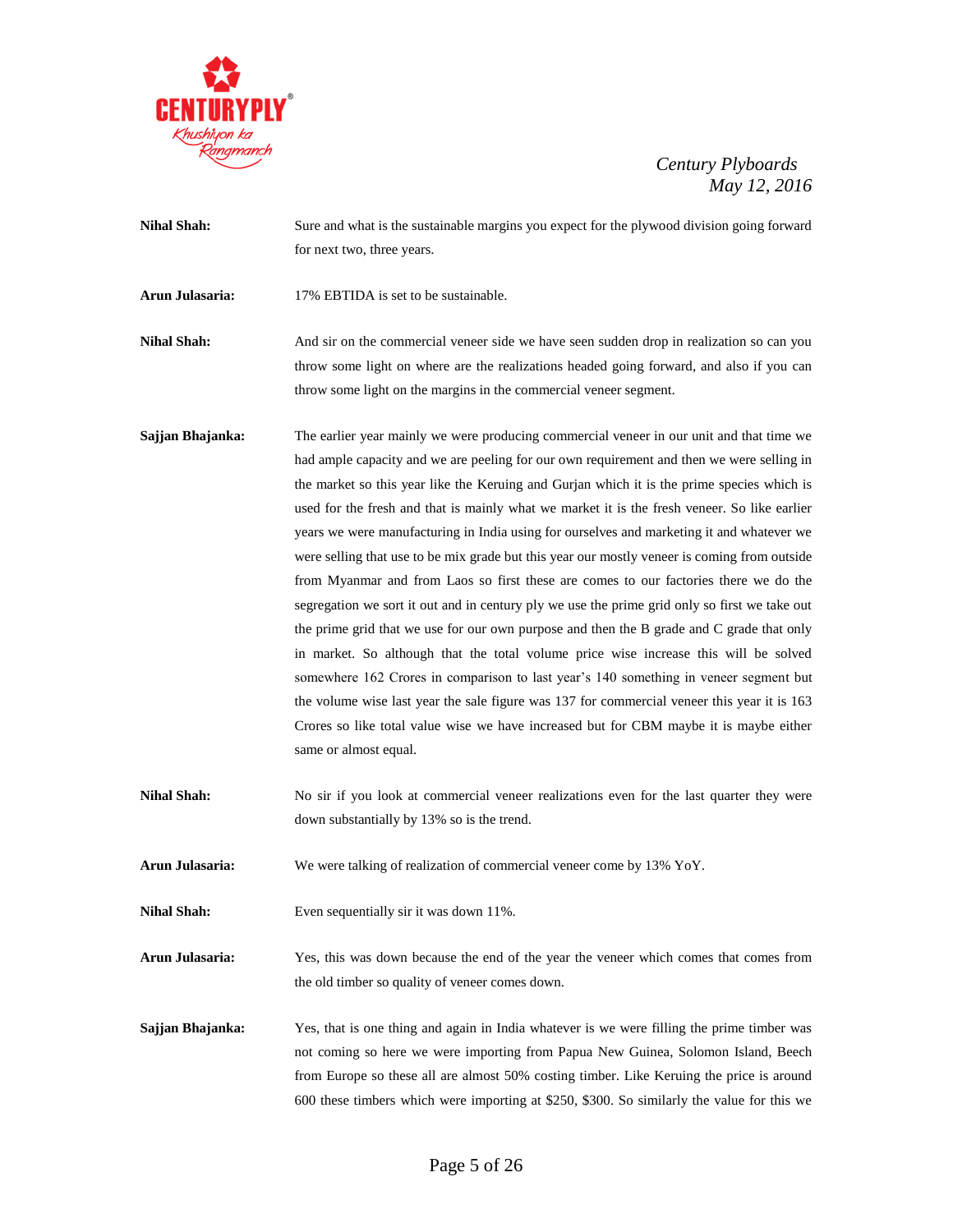**Nihal Shah:** Sure and what is the sustainable margins you expect for the plywood division going forward for next two, three years.

**Arun Julasaria:** 17% EBTIDA is set to be sustainable.

**Nihal Shah:** And sir on the commercial veneer side we have seen sudden drop in realization so can you throw some light on where are the realizations headed going forward, and also if you can throw some light on the margins in the commercial veneer segment.

**Sajjan Bhajanka:** The earlier year mainly we were producing commercial veneer in our unit and that time we had ample capacity and we are peeling for our own requirement and then we were selling in the market so this year like the Keruing and Gurjan which it is the prime species which is used for the fresh and that is mainly what we market it is the fresh veneer. So like earlier years we were manufacturing in India using for ourselves and marketing it and whatever we were selling that use to be mix grade but this year our mostly veneer is coming from outside from Myanmar and from Laos so first these are comes to our factories there we do the segregation we sort it out and in century ply we use the prime grid only so first we take out the prime grid that we use for our own purpose and then the B grade and C grade that only in market. So although that the total volume price wise increase this will be solved somewhere 162 Crores in comparison to last year's 140 something in veneer segment but the volume wise last year the sale figure was 137 for commercial veneer this year it is 163 Crores so like total value wise we have increased but for CBM maybe it is maybe either same or almost equal.

**Nihal Shah:** No sir if you look at commercial veneer realizations even for the last quarter they were down substantially by 13% so is the trend.

**Arun Julasaria:** We were talking of realization of commercial veneer come by 13% YoY.

**Nihal Shah:** Even sequentially sir it was down 11%.

**Arun Julasaria:** Yes, this was down because the end of the year the veneer which comes that comes from the old timber so quality of veneer comes down.

**Sajjan Bhajanka:** Yes, that is one thing and again in India whatever is we were filling the prime timber was not coming so here we were importing from Papua New Guinea, Solomon Island, Beech from Europe so these all are almost 50% costing timber. Like Keruing the price is around 600 these timbers which were importing at $250, $300. So similarly the value for this we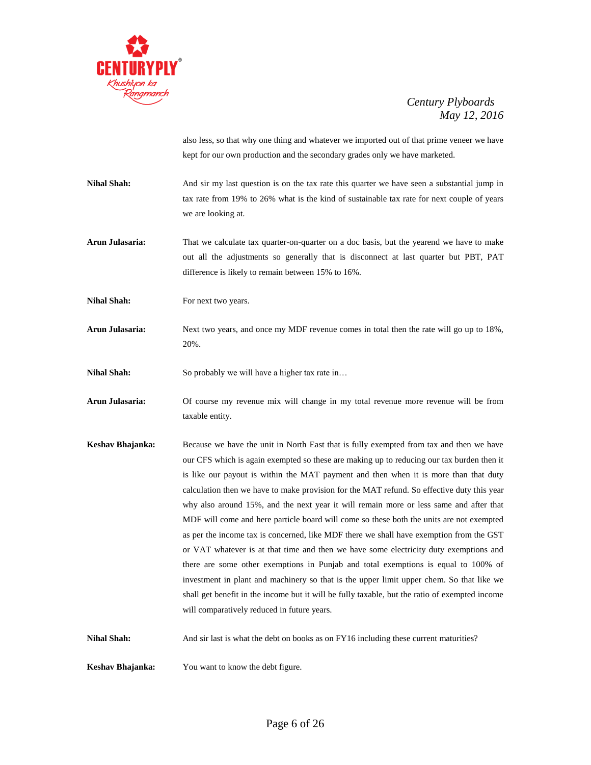also less, so that why one thing and whatever we imported out of that prime veneer we have kept for our own production and the secondary grades only we have marketed.

**Nihal Shah:** And sir my last question is on the tax rate this quarter we have seen a substantial jump in tax rate from 19% to 26% what is the kind of sustainable tax rate for next couple of years we are looking at.

**Arun Julasaria:** That we calculate tax quarter-on-quarter on a doc basis, but the yearend we have to make out all the adjustments so generally that is disconnect at last quarter but PBT, PAT difference is likely to remain between 15% to 16%.

**Nihal Shah:** For next two years.

**Arun Julasaria:** Next two years, and once my MDF revenue comes in total then the rate will go up to 18%, 20%.

**Nihal Shah:** So probably we will have a higher tax rate in…

**Arun Julasaria:** Of course my revenue mix will change in my total revenue more revenue will be from taxable entity.

**Keshav Bhajanka:** Because we have the unit in North East that is fully exempted from tax and then we have our CFS which is again exempted so these are making up to reducing our tax burden then it is like our payout is within the MAT payment and then when it is more than that duty calculation then we have to make provision for the MAT refund. So effective duty this year why also around 15%, and the next year it will remain more or less same and after that MDF will come and here particle board will come so these both the units are not exempted as per the income tax is concerned, like MDF there we shall have exemption from the GST or VAT whatever is at that time and then we have some electricity duty exemptions and there are some other exemptions in Punjab and total exemptions is equal to 100% of investment in plant and machinery so that is the upper limit upper chem. So that like we shall get benefit in the income but it will be fully taxable, but the ratio of exempted income will comparatively reduced in future years.

**Nihal Shah:** And sir last is what the debt on books as on FY16 including these current maturities?

**Keshav Bhajanka:** You want to know the debt figure.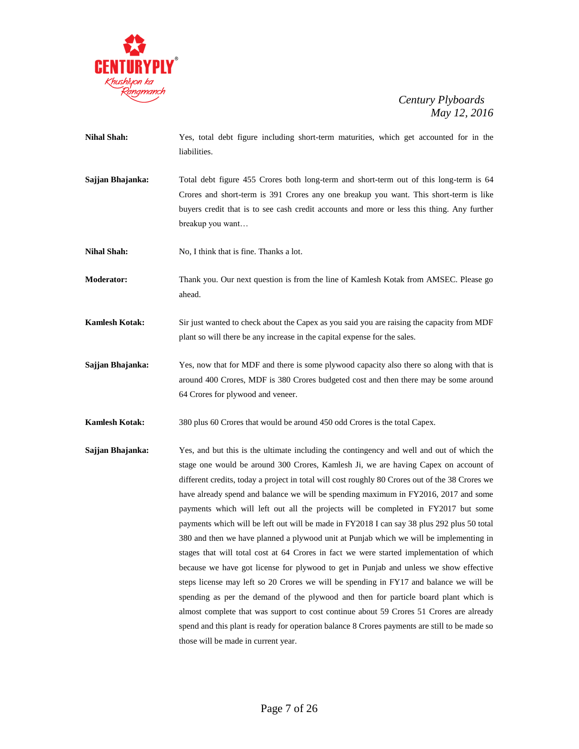**Nihal Shah:** Yes, total debt figure including short-term maturities, which get accounted for in the liabilities.

**Sajjan Bhajanka:** Total debt figure 455 Crores both long-term and short-term out of this long-term is 64 Crores and short-term is 391 Crores any one breakup you want. This short-term is like buyers credit that is to see cash credit accounts and more or less this thing. Any further breakup you want…

**Nihal Shah:** No, I think that is fine. Thanks a lot.

**Moderator:** Thank you. Our next question is from the line of Kamlesh Kotak from AMSEC. Please go ahead.

**Kamlesh Kotak:** Sir just wanted to check about the Capex as you said you are raising the capacity from MDF plant so will there be any increase in the capital expense for the sales.

**Sajjan Bhajanka:** Yes, now that for MDF and there is some plywood capacity also there so along with that is around 400 Crores, MDF is 380 Crores budgeted cost and then there may be some around 64 Crores for plywood and veneer.

**Kamlesh Kotak:** 380 plus 60 Crores that would be around 450 odd Crores is the total Capex.

**Sajjan Bhajanka:** Yes, and but this is the ultimate including the contingency and well and out of which the stage one would be around 300 Crores, Kamlesh Ji, we are having Capex on account of different credits, today a project in total will cost roughly 80 Crores out of the 38 Crores we have already spend and balance we will be spending maximum in FY2016, 2017 and some payments which will left out all the projects will be completed in FY2017 but some payments which will be left out will be made in FY2018 I can say 38 plus 292 plus 50 total 380 and then we have planned a plywood unit at Punjab which we will be implementing in stages that will total cost at 64 Crores in fact we were started implementation of which because we have got license for plywood to get in Punjab and unless we show effective steps license may left so 20 Crores we will be spending in FY17 and balance we will be spending as per the demand of the plywood and then for particle board plant which is almost complete that was support to cost continue about 59 Crores 51 Crores are already spend and this plant is ready for operation balance 8 Crores payments are still to be made so those will be made in current year.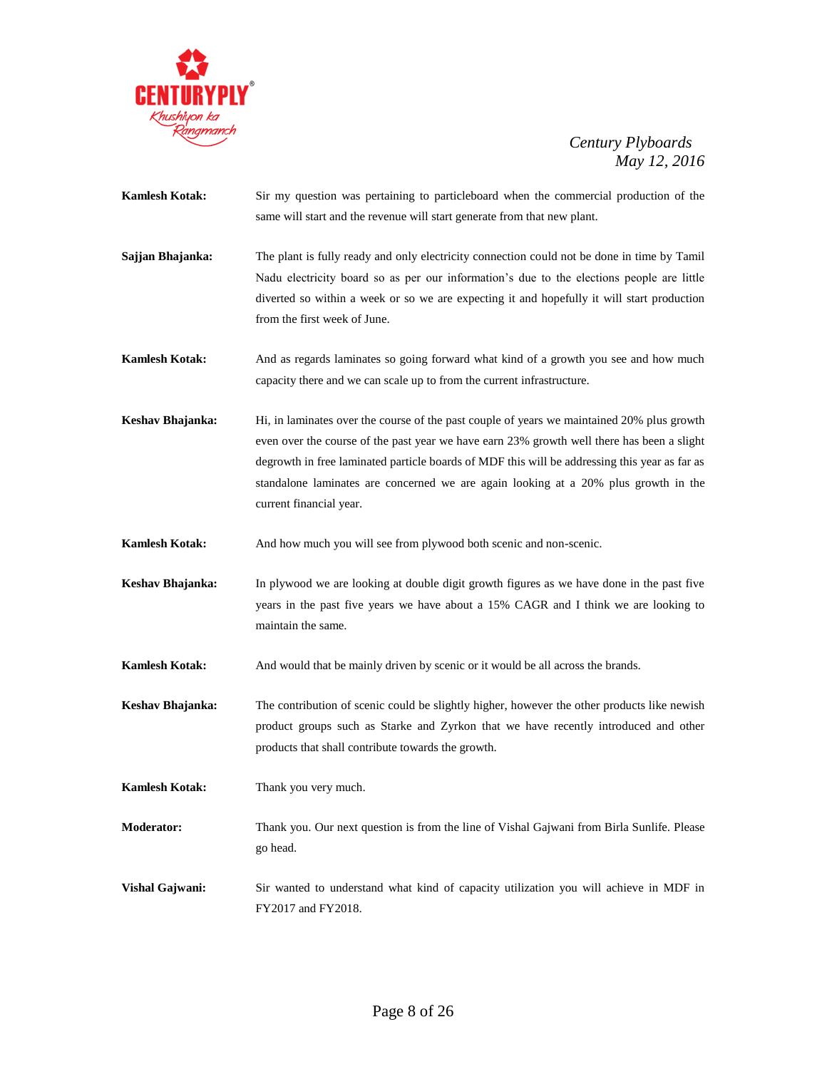**Kamlesh Kotak:** Sir my question was pertaining to particleboard when the commercial production of the same will start and the revenue will start generate from that new plant.

**Sajjan Bhajanka:** The plant is fully ready and only electricity connection could not be done in time by Tamil Nadu electricity board so as per our information's due to the elections people are little diverted so within a week or so we are expecting it and hopefully it will start production from the first week of June.

**Kamlesh Kotak:** And as regards laminates so going forward what kind of a growth you see and how much capacity there and we can scale up to from the current infrastructure.

**Keshav Bhajanka:** Hi, in laminates over the course of the past couple of years we maintained 20% plus growth even over the course of the past year we have earn 23% growth well there has been a slight degrowth in free laminated particle boards of MDF this will be addressing this year as far as standalone laminates are concerned we are again looking at a 20% plus growth in the current financial year.

**Kamlesh Kotak:** And how much you will see from plywood both scenic and non-scenic.

**Keshav Bhajanka:** In plywood we are looking at double digit growth figures as we have done in the past five years in the past five years we have about a 15% CAGR and I think we are looking to maintain the same.

**Kamlesh Kotak:** And would that be mainly driven by scenic or it would be all across the brands.

**Keshav Bhajanka:** The contribution of scenic could be slightly higher, however the other products like newish product groups such as Starke and Zyrkon that we have recently introduced and other products that shall contribute towards the growth.

**Kamlesh Kotak:** Thank you very much.

**Moderator:** Thank you. Our next question is from the line of Vishal Gajwani from Birla Sunlife. Please go head.

**Vishal Gajwani:** Sir wanted to understand what kind of capacity utilization you will achieve in MDF in FY2017 and FY2018.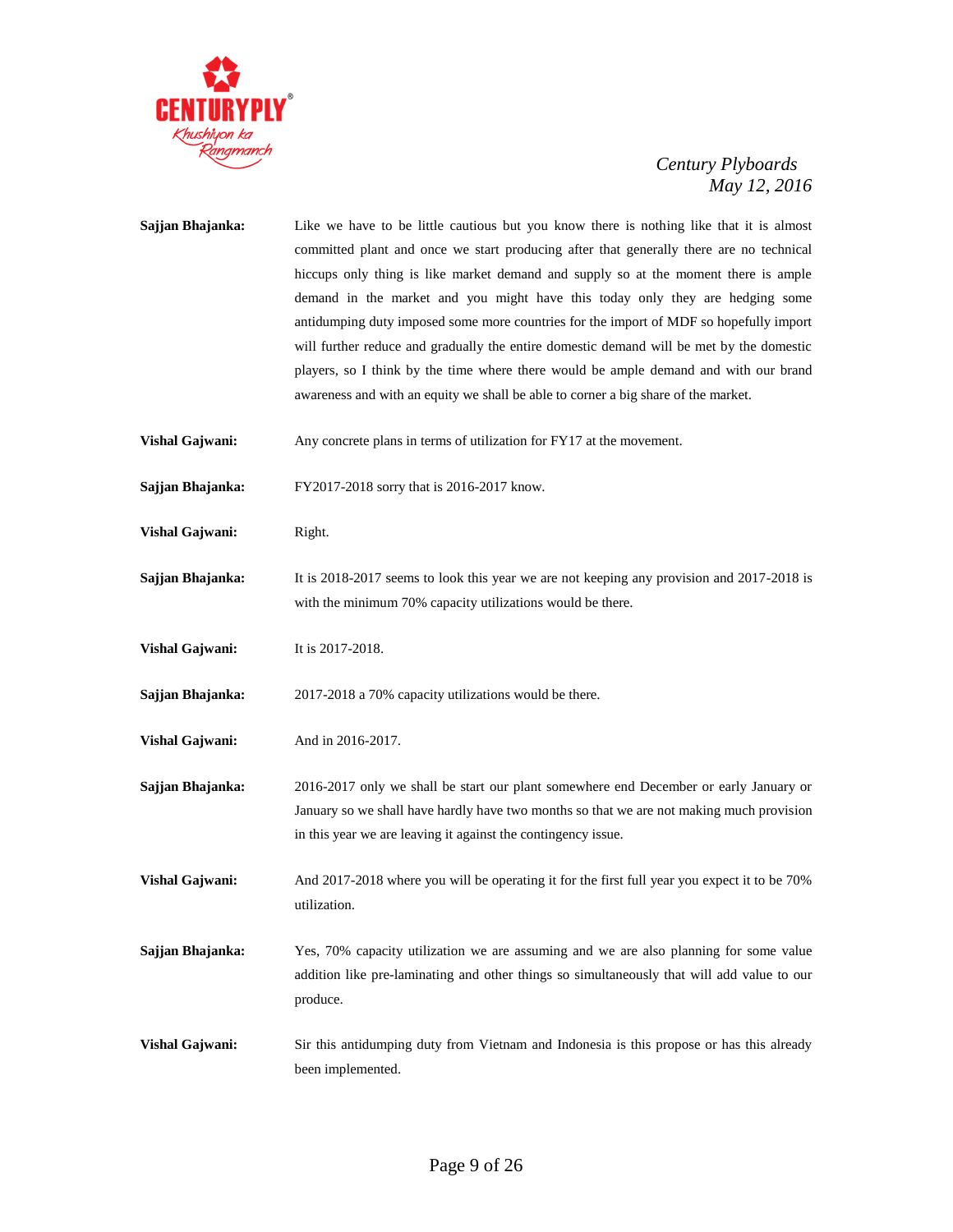**Sajjan Bhajanka:** Like we have to be little cautious but you know there is nothing like that it is almost committed plant and once we start producing after that generally there are no technical hiccups only thing is like market demand and supply so at the moment there is ample demand in the market and you might have this today only they are hedging some antidumping duty imposed some more countries for the import of MDF so hopefully import will further reduce and gradually the entire domestic demand will be met by the domestic players, so I think by the time where there would be ample demand and with our brand awareness and with an equity we shall be able to corner a big share of the market.

**Vishal Gajwani:** Any concrete plans in terms of utilization for FY17 at the movement.

**Sajjan Bhajanka:** FY2017-2018 sorry that is 2016-2017 know.

**Vishal Gajwani:** Right.

**Sajjan Bhajanka:** It is 2018-2017 seems to look this year we are not keeping any provision and 2017-2018 is with the minimum 70% capacity utilizations would be there.

**Vishal Gajwani:** It is 2017-2018.

**Sajjan Bhajanka:** 2017-2018 a 70% capacity utilizations would be there.

**Vishal Gajwani:** And in 2016-2017.

**Sajjan Bhajanka:** 2016-2017 only we shall be start our plant somewhere end December or early January or January so we shall have hardly have two months so that we are not making much provision in this year we are leaving it against the contingency issue.

**Vishal Gajwani:** And 2017-2018 where you will be operating it for the first full year you expect it to be 70% utilization.

**Sajjan Bhajanka:** Yes, 70% capacity utilization we are assuming and we are also planning for some value addition like pre-laminating and other things so simultaneously that will add value to our produce.

**Vishal Gajwani:** Sir this antidumping duty from Vietnam and Indonesia is this propose or has this already been implemented.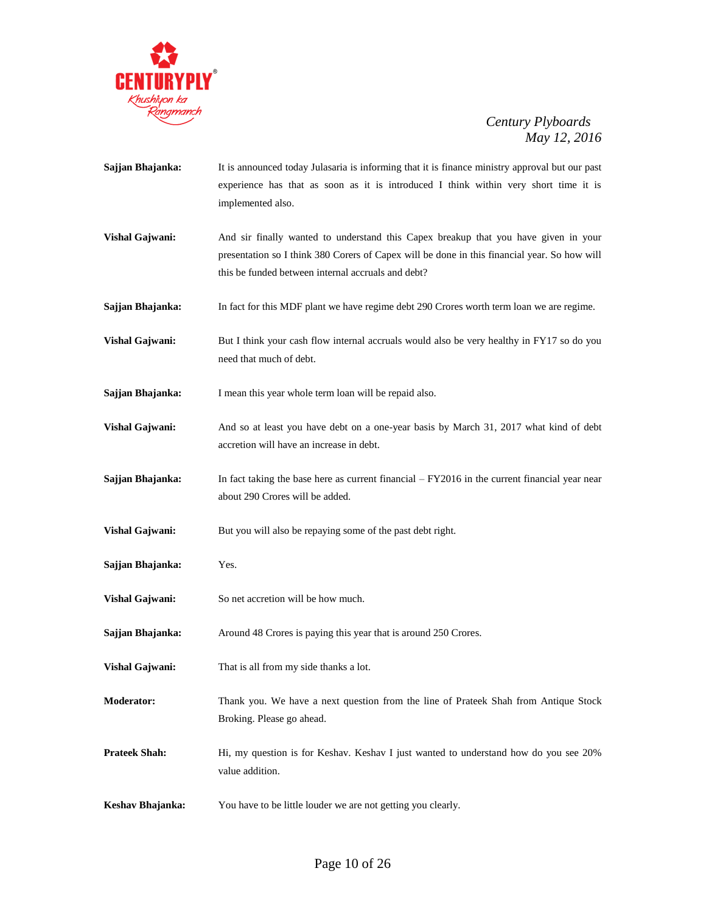**Sajjan Bhajanka:** It is announced today Julasaria is informing that it is finance ministry approval but our past experience has that as soon as it is introduced I think within very short time it is implemented also.

**Vishal Gajwani:** And sir finally wanted to understand this Capex breakup that you have given in your presentation so I think 380 Corers of Capex will be done in this financial year. So how will this be funded between internal accruals and debt?

**Sajjan Bhajanka:** In fact for this MDF plant we have regime debt 290 Crores worth term loan we are regime.

**Vishal Gajwani:** But I think your cash flow internal accruals would also be very healthy in FY17 so do you need that much of debt.

**Sajjan Bhajanka:** I mean this year whole term loan will be repaid also.

**Vishal Gajwani:** And so at least you have debt on a one-year basis by March 31, 2017 what kind of debt accretion will have an increase in debt.

**Sajjan Bhajanka:** In fact taking the base here as current financial – FY2016 in the current financial year near about 290 Crores will be added.

**Vishal Gajwani:** But you will also be repaying some of the past debt right.

**Sajjan Bhajanka:** Yes.

**Vishal Gajwani:** So net accretion will be how much.

**Sajjan Bhajanka:** Around 48 Crores is paying this year that is around 250 Crores.

**Vishal Gajwani:** That is all from my side thanks a lot.

**Moderator:** Thank you. We have a next question from the line of Prateek Shah from Antique Stock Broking. Please go ahead.

**Prateek Shah:** Hi, my question is for Keshav. Keshav I just wanted to understand how do you see 20% value addition.

**Keshav Bhajanka:** You have to be little louder we are not getting you clearly.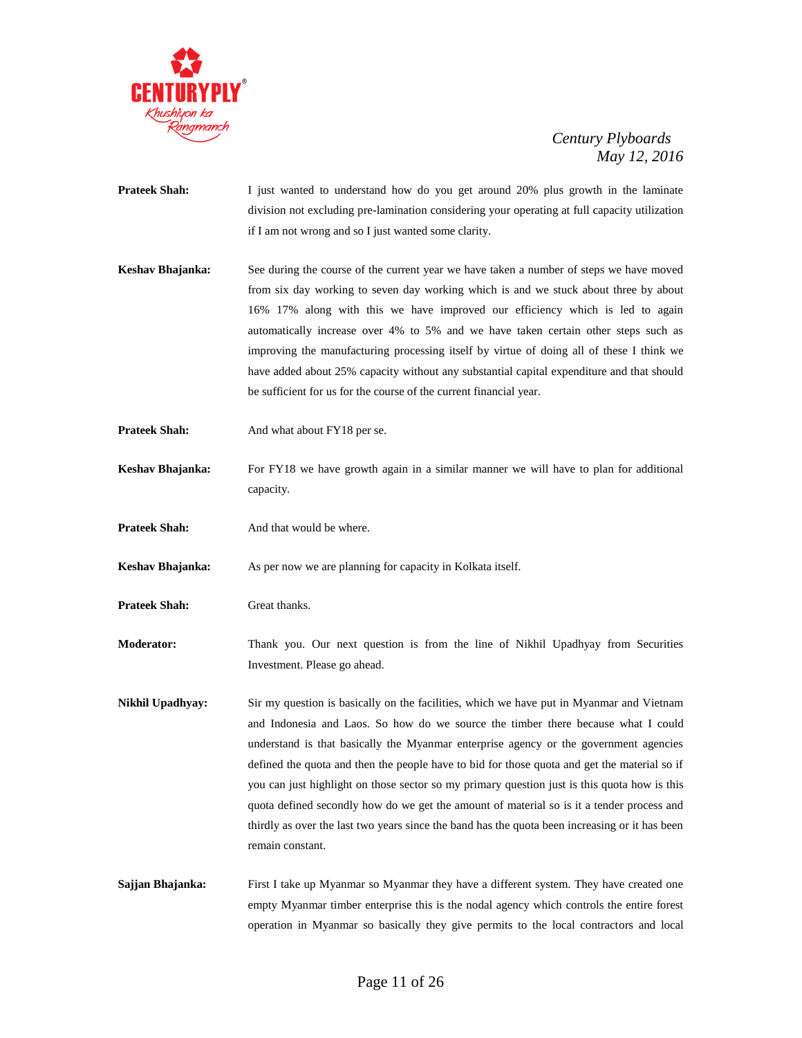**Prateek Shah:** I just wanted to understand how do you get around 20% plus growth in the laminate division not excluding pre-lamination considering your operating at full capacity utilization if I am not wrong and so I just wanted some clarity.

**Keshav Bhajanka:** See during the course of the current year we have taken a number of steps we have moved from six day working to seven day working which is and we stuck about three by about 16% 17% along with this we have improved our efficiency which is led to again automatically increase over 4% to 5% and we have taken certain other steps such as improving the manufacturing processing itself by virtue of doing all of these I think we have added about 25% capacity without any substantial capital expenditure and that should be sufficient for us for the course of the current financial year.

**Prateek Shah:** And what about FY18 per se.

**Keshav Bhajanka:** For FY18 we have growth again in a similar manner we will have to plan for additional capacity.

**Prateek Shah:** And that would be where.

**Keshav Bhajanka:** As per now we are planning for capacity in Kolkata itself.

**Prateek Shah:** Great thanks.

**Moderator:** Thank you. Our next question is from the line of Nikhil Upadhyay from Securities Investment. Please go ahead.

**Nikhil Upadhyay:** Sir my question is basically on the facilities, which we have put in Myanmar and Vietnam and Indonesia and Laos. So how do we source the timber there because what I could understand is that basically the Myanmar enterprise agency or the government agencies defined the quota and then the people have to bid for those quota and get the material so if you can just highlight on those sector so my primary question just is this quota how is this quota defined secondly how do we get the amount of material so is it a tender process and thirdly as over the last two years since the band has the quota been increasing or it has been remain constant.

**Sajjan Bhajanka:** First I take up Myanmar so Myanmar they have a different system. They have created one empty Myanmar timber enterprise this is the nodal agency which controls the entire forest operation in Myanmar so basically they give permits to the local contractors and local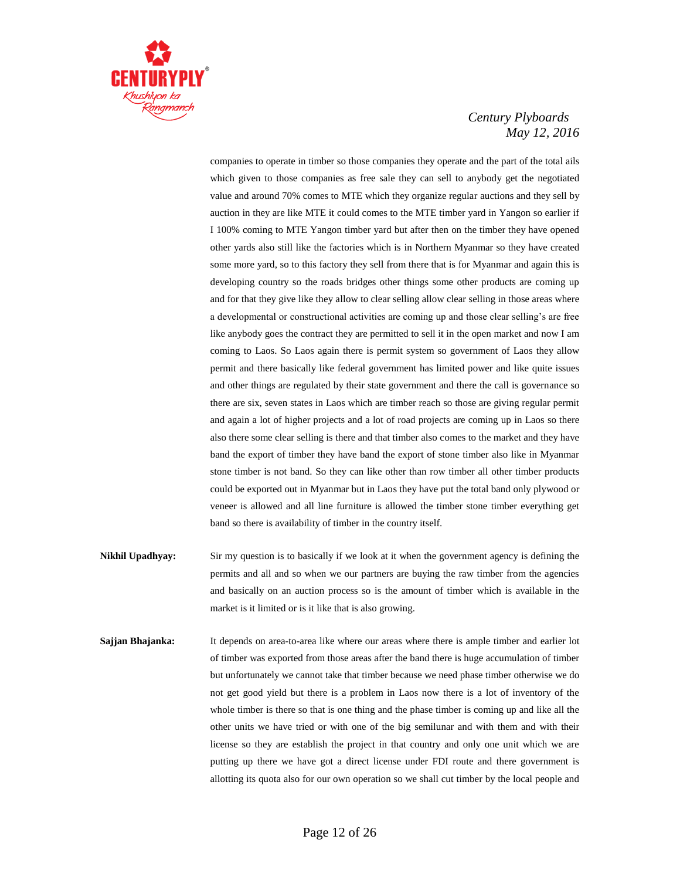companies to operate in timber so those companies they operate and the part of the total ails which given to those companies as free sale they can sell to anybody get the negotiated value and around 70% comes to MTE which they organize regular auctions and they sell by auction in they are like MTE it could comes to the MTE timber yard in Yangon so earlier if I 100% coming to MTE Yangon timber yard but after then on the timber they have opened other yards also still like the factories which is in Northern Myanmar so they have created some more yard, so to this factory they sell from there that is for Myanmar and again this is developing country so the roads bridges other things some other products are coming up and for that they give like they allow to clear selling allow clear selling in those areas where a developmental or constructional activities are coming up and those clear selling's are free like anybody goes the contract they are permitted to sell it in the open market and now I am coming to Laos. So Laos again there is permit system so government of Laos they allow permit and there basically like federal government has limited power and like quite issues and other things are regulated by their state government and there the call is governance so there are six, seven states in Laos which are timber reach so those are giving regular permit and again a lot of higher projects and a lot of road projects are coming up in Laos so there also there some clear selling is there and that timber also comes to the market and they have band the export of timber they have band the export of stone timber also like in Myanmar stone timber is not band. So they can like other than row timber all other timber products could be exported out in Myanmar but in Laos they have put the total band only plywood or veneer is allowed and all line furniture is allowed the timber stone timber everything get band so there is availability of timber in the country itself.

**Nikhil Upadhyay:** Sir my question is to basically if we look at it when the government agency is defining the permits and all and so when we our partners are buying the raw timber from the agencies and basically on an auction process so is the amount of timber which is available in the market is it limited or is it like that is also growing.

**Sajjan Bhajanka:** It depends on area-to-area like where our areas where there is ample timber and earlier lot of timber was exported from those areas after the band there is huge accumulation of timber but unfortunately we cannot take that timber because we need phase timber otherwise we do not get good yield but there is a problem in Laos now there is a lot of inventory of the whole timber is there so that is one thing and the phase timber is coming up and like all the other units we have tried or with one of the big semilunar and with them and with their license so they are establish the project in that country and only one unit which we are putting up there we have got a direct license under FDI route and there government is allotting its quota also for our own operation so we shall cut timber by the local people and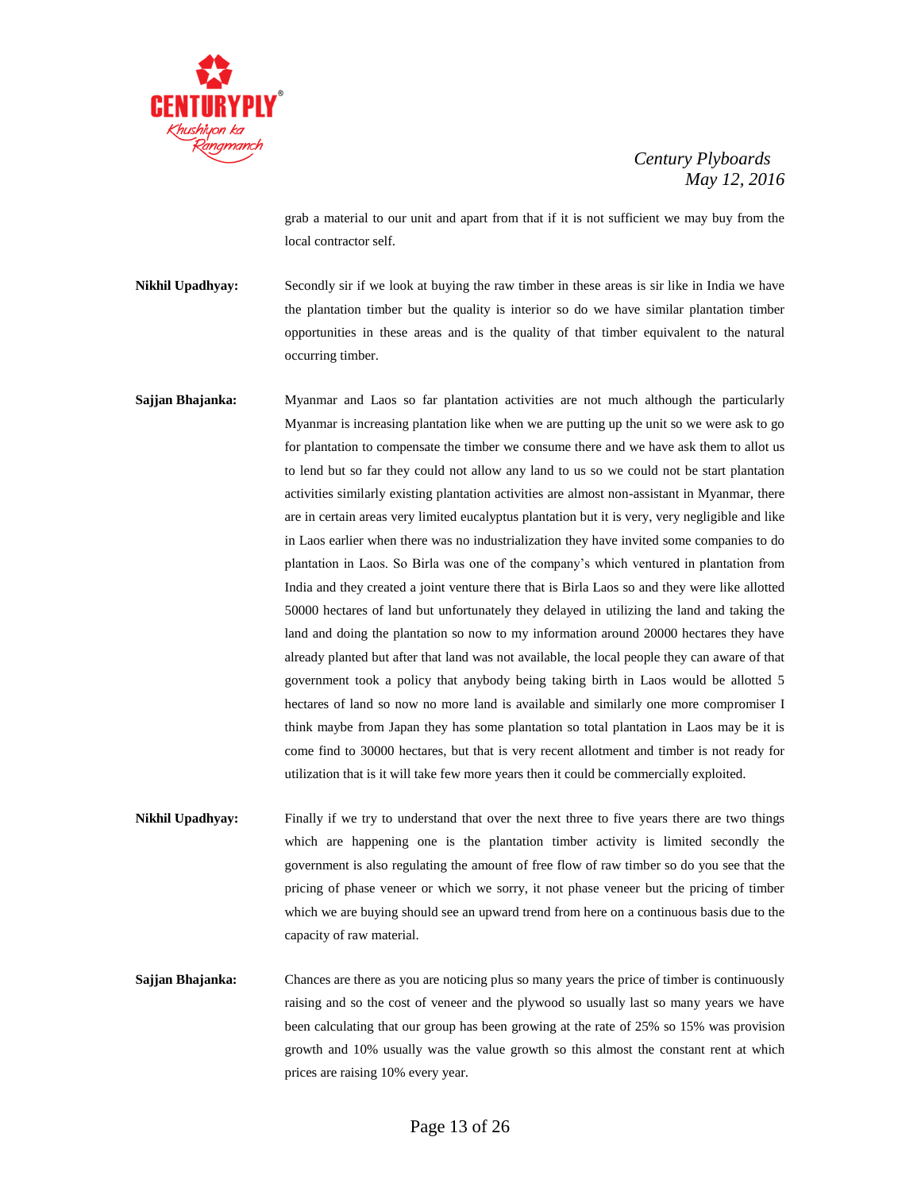grab a material to our unit and apart from that if it is not sufficient we may buy from the local contractor self.

**Nikhil Upadhyay:** Secondly sir if we look at buying the raw timber in these areas is sir like in India we have the plantation timber but the quality is interior so do we have similar plantation timber opportunities in these areas and is the quality of that timber equivalent to the natural occurring timber.

**Sajjan Bhajanka:** Myanmar and Laos so far plantation activities are not much although the particularly Myanmar is increasing plantation like when we are putting up the unit so we were ask to go for plantation to compensate the timber we consume there and we have ask them to allot us to lend but so far they could not allow any land to us so we could not be start plantation activities similarly existing plantation activities are almost non-assistant in Myanmar, there are in certain areas very limited eucalyptus plantation but it is very, very negligible and like in Laos earlier when there was no industrialization they have invited some companies to do plantation in Laos. So Birla was one of the company's which ventured in plantation from India and they created a joint venture there that is Birla Laos so and they were like allotted 50000 hectares of land but unfortunately they delayed in utilizing the land and taking the land and doing the plantation so now to my information around 20000 hectares they have already planted but after that land was not available, the local people they can aware of that government took a policy that anybody being taking birth in Laos would be allotted 5 hectares of land so now no more land is available and similarly one more compromiser I think maybe from Japan they has some plantation so total plantation in Laos may be it is come find to 30000 hectares, but that is very recent allotment and timber is not ready for utilization that is it will take few more years then it could be commercially exploited.

**Nikhil Upadhyay:** Finally if we try to understand that over the next three to five years there are two things which are happening one is the plantation timber activity is limited secondly the government is also regulating the amount of free flow of raw timber so do you see that the pricing of phase veneer or which we sorry, it not phase veneer but the pricing of timber which we are buying should see an upward trend from here on a continuous basis due to the capacity of raw material.

**Sajjan Bhajanka:** Chances are there as you are noticing plus so many years the price of timber is continuously raising and so the cost of veneer and the plywood so usually last so many years we have been calculating that our group has been growing at the rate of 25% so 15% was provision growth and 10% usually was the value growth so this almost the constant rent at which prices are raising 10% every year.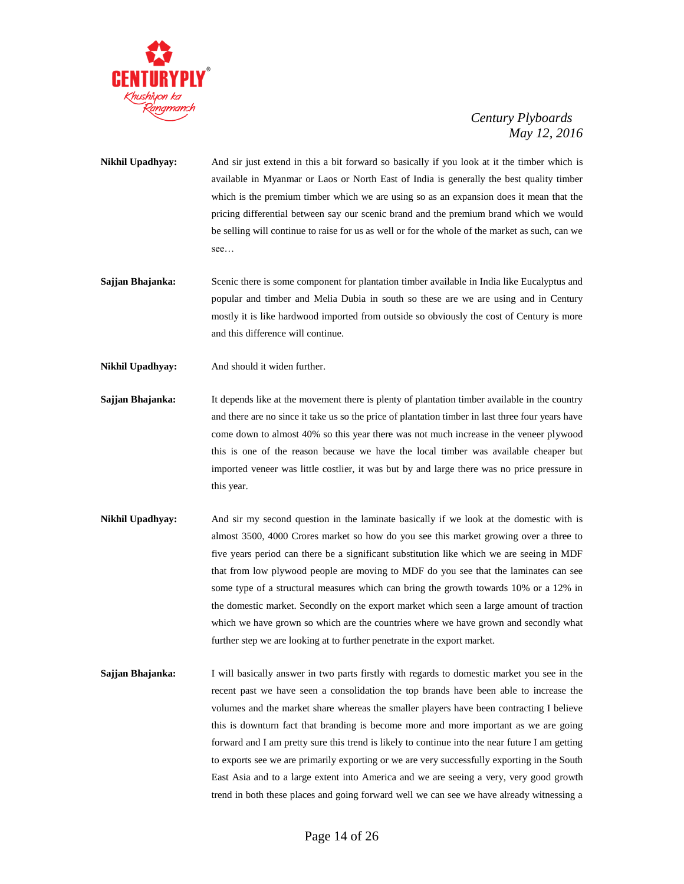**Nikhil Upadhyay:** And sir just extend in this a bit forward so basically if you look at it the timber which is available in Myanmar or Laos or North East of India is generally the best quality timber which is the premium timber which we are using so as an expansion does it mean that the pricing differential between say our scenic brand and the premium brand which we would be selling will continue to raise for us as well or for the whole of the market as such, can we see…

**Sajjan Bhajanka:** Scenic there is some component for plantation timber available in India like Eucalyptus and popular and timber and Melia Dubia in south so these are we are using and in Century mostly it is like hardwood imported from outside so obviously the cost of Century is more and this difference will continue.

**Nikhil Upadhyay:** And should it widen further.

**Sajjan Bhajanka:** It depends like at the movement there is plenty of plantation timber available in the country and there are no since it take us so the price of plantation timber in last three four years have come down to almost 40% so this year there was not much increase in the veneer plywood this is one of the reason because we have the local timber was available cheaper but imported veneer was little costlier, it was but by and large there was no price pressure in this year.

**Nikhil Upadhyay:** And sir my second question in the laminate basically if we look at the domestic with is almost 3500, 4000 Crores market so how do you see this market growing over a three to five years period can there be a significant substitution like which we are seeing in MDF that from low plywood people are moving to MDF do you see that the laminates can see some type of a structural measures which can bring the growth towards 10% or a 12% in the domestic market. Secondly on the export market which seen a large amount of traction which we have grown so which are the countries where we have grown and secondly what further step we are looking at to further penetrate in the export market.

**Sajjan Bhajanka:** I will basically answer in two parts firstly with regards to domestic market you see in the recent past we have seen a consolidation the top brands have been able to increase the volumes and the market share whereas the smaller players have been contracting I believe this is downturn fact that branding is become more and more important as we are going forward and I am pretty sure this trend is likely to continue into the near future I am getting to exports see we are primarily exporting or we are very successfully exporting in the South East Asia and to a large extent into America and we are seeing a very, very good growth trend in both these places and going forward well we can see we have already witnessing a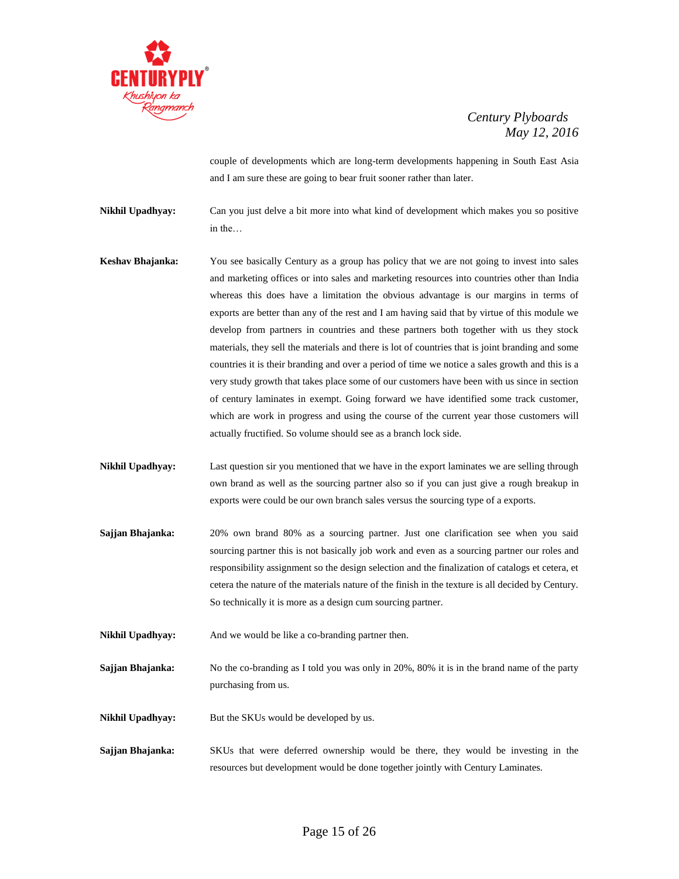couple of developments which are long-term developments happening in South East Asia and I am sure these are going to bear fruit sooner rather than later.

**Nikhil Upadhyay:** Can you just delve a bit more into what kind of development which makes you so positive in the…

**Keshav Bhajanka:** You see basically Century as a group has policy that we are not going to invest into sales and marketing offices or into sales and marketing resources into countries other than India whereas this does have a limitation the obvious advantage is our margins in terms of exports are better than any of the rest and I am having said that by virtue of this module we develop from partners in countries and these partners both together with us they stock materials, they sell the materials and there is lot of countries that is joint branding and some countries it is their branding and over a period of time we notice a sales growth and this is a very study growth that takes place some of our customers have been with us since in section of century laminates in exempt. Going forward we have identified some track customer, which are work in progress and using the course of the current year those customers will actually fructified. So volume should see as a branch lock side.

**Nikhil Upadhyay:** Last question sir you mentioned that we have in the export laminates we are selling through own brand as well as the sourcing partner also so if you can just give a rough breakup in exports were could be our own branch sales versus the sourcing type of a exports.

**Sajjan Bhajanka:** 20% own brand 80% as a sourcing partner. Just one clarification see when you said sourcing partner this is not basically job work and even as a sourcing partner our roles and responsibility assignment so the design selection and the finalization of catalogs et cetera, et cetera the nature of the materials nature of the finish in the texture is all decided by Century. So technically it is more as a design cum sourcing partner.

**Nikhil Upadhyay:** And we would be like a co-branding partner then.

**Sajjan Bhajanka:** No the co-branding as I told you was only in 20%, 80% it is in the brand name of the party purchasing from us.

**Nikhil Upadhyay:** But the SKUs would be developed by us.

**Sajjan Bhajanka:** SKUs that were deferred ownership would be there, they would be investing in the resources but development would be done together jointly with Century Laminates.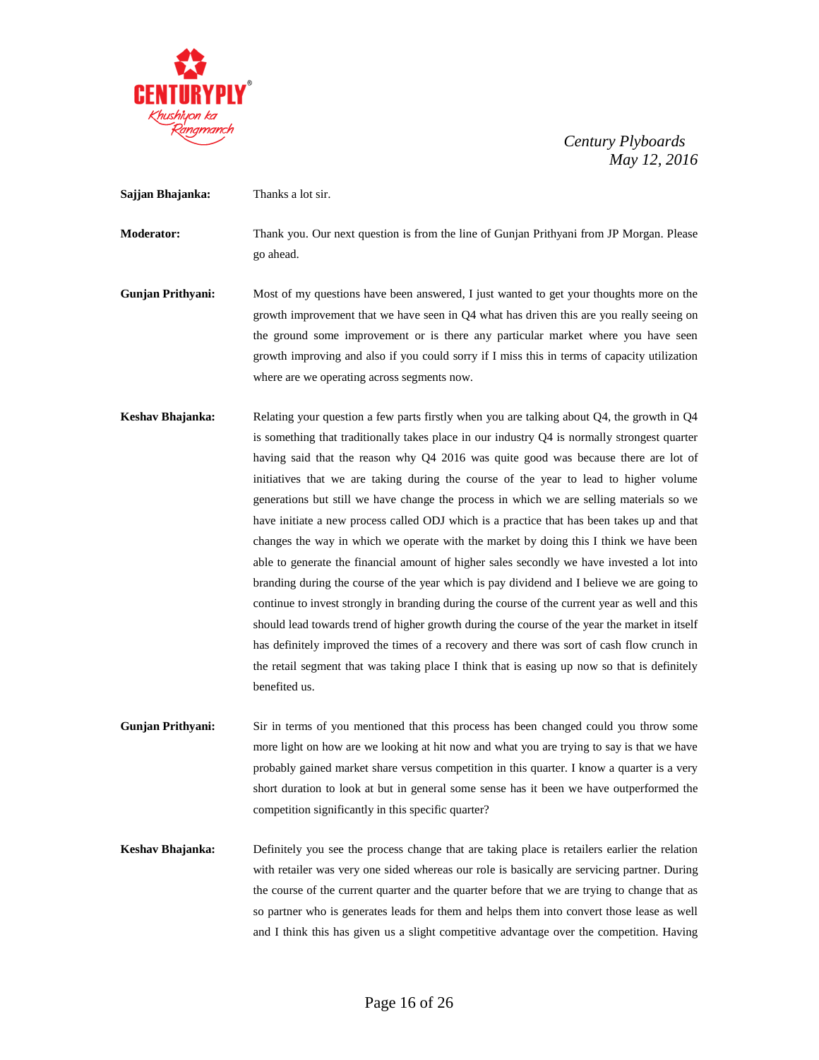**Sajjan Bhajanka:** Thanks a lot sir.

**Moderator:** Thank you. Our next question is from the line of Gunjan Prithyani from JP Morgan. Please go ahead.

**Gunjan Prithyani:** Most of my questions have been answered, I just wanted to get your thoughts more on the growth improvement that we have seen in Q4 what has driven this are you really seeing on the ground some improvement or is there any particular market where you have seen growth improving and also if you could sorry if I miss this in terms of capacity utilization where are we operating across segments now.

**Keshav Bhajanka:** Relating your question a few parts firstly when you are talking about Q4, the growth in Q4 is something that traditionally takes place in our industry Q4 is normally strongest quarter having said that the reason why Q4 2016 was quite good was because there are lot of initiatives that we are taking during the course of the year to lead to higher volume generations but still we have change the process in which we are selling materials so we have initiate a new process called ODJ which is a practice that has been takes up and that changes the way in which we operate with the market by doing this I think we have been able to generate the financial amount of higher sales secondly we have invested a lot into branding during the course of the year which is pay dividend and I believe we are going to continue to invest strongly in branding during the course of the current year as well and this should lead towards trend of higher growth during the course of the year the market in itself has definitely improved the times of a recovery and there was sort of cash flow crunch in the retail segment that was taking place I think that is easing up now so that is definitely benefited us.

**Gunjan Prithyani:** Sir in terms of you mentioned that this process has been changed could you throw some more light on how are we looking at hit now and what you are trying to say is that we have probably gained market share versus competition in this quarter. I know a quarter is a very short duration to look at but in general some sense has it been we have outperformed the competition significantly in this specific quarter?

**Keshav Bhajanka:** Definitely you see the process change that are taking place is retailers earlier the relation with retailer was very one sided whereas our role is basically are servicing partner. During the course of the current quarter and the quarter before that we are trying to change that as so partner who is generates leads for them and helps them into convert those lease as well and I think this has given us a slight competitive advantage over the competition. Having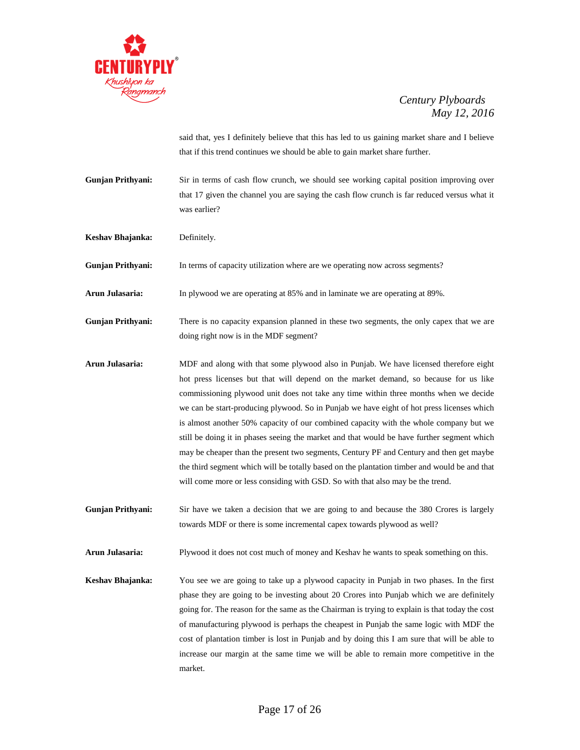said that, yes I definitely believe that this has led to us gaining market share and I believe that if this trend continues we should be able to gain market share further.

**Gunjan Prithyani:** Sir in terms of cash flow crunch, we should see working capital position improving over that 17 given the channel you are saying the cash flow crunch is far reduced versus what it was earlier?

**Keshav Bhajanka:** Definitely.

**Gunjan Prithyani:** In terms of capacity utilization where are we operating now across segments?

**Arun Julasaria:** In plywood we are operating at 85% and in laminate we are operating at 89%.

**Gunjan Prithyani:** There is no capacity expansion planned in these two segments, the only capex that we are doing right now is in the MDF segment?

**Arun Julasaria:** MDF and along with that some plywood also in Punjab. We have licensed therefore eight hot press licenses but that will depend on the market demand, so because for us like commissioning plywood unit does not take any time within three months when we decide we can be start-producing plywood. So in Punjab we have eight of hot press licenses which is almost another 50% capacity of our combined capacity with the whole company but we still be doing it in phases seeing the market and that would be have further segment which may be cheaper than the present two segments, Century PF and Century and then get maybe the third segment which will be totally based on the plantation timber and would be and that will come more or less considing with GSD. So with that also may be the trend.

**Gunjan Prithyani:** Sir have we taken a decision that we are going to and because the 380 Crores is largely towards MDF or there is some incremental capex towards plywood as well?

**Arun Julasaria:** Plywood it does not cost much of money and Keshav he wants to speak something on this.

**Keshav Bhajanka:** You see we are going to take up a plywood capacity in Punjab in two phases. In the first phase they are going to be investing about 20 Crores into Punjab which we are definitely going for. The reason for the same as the Chairman is trying to explain is that today the cost of manufacturing plywood is perhaps the cheapest in Punjab the same logic with MDF the cost of plantation timber is lost in Punjab and by doing this I am sure that will be able to increase our margin at the same time we will be able to remain more competitive in the market.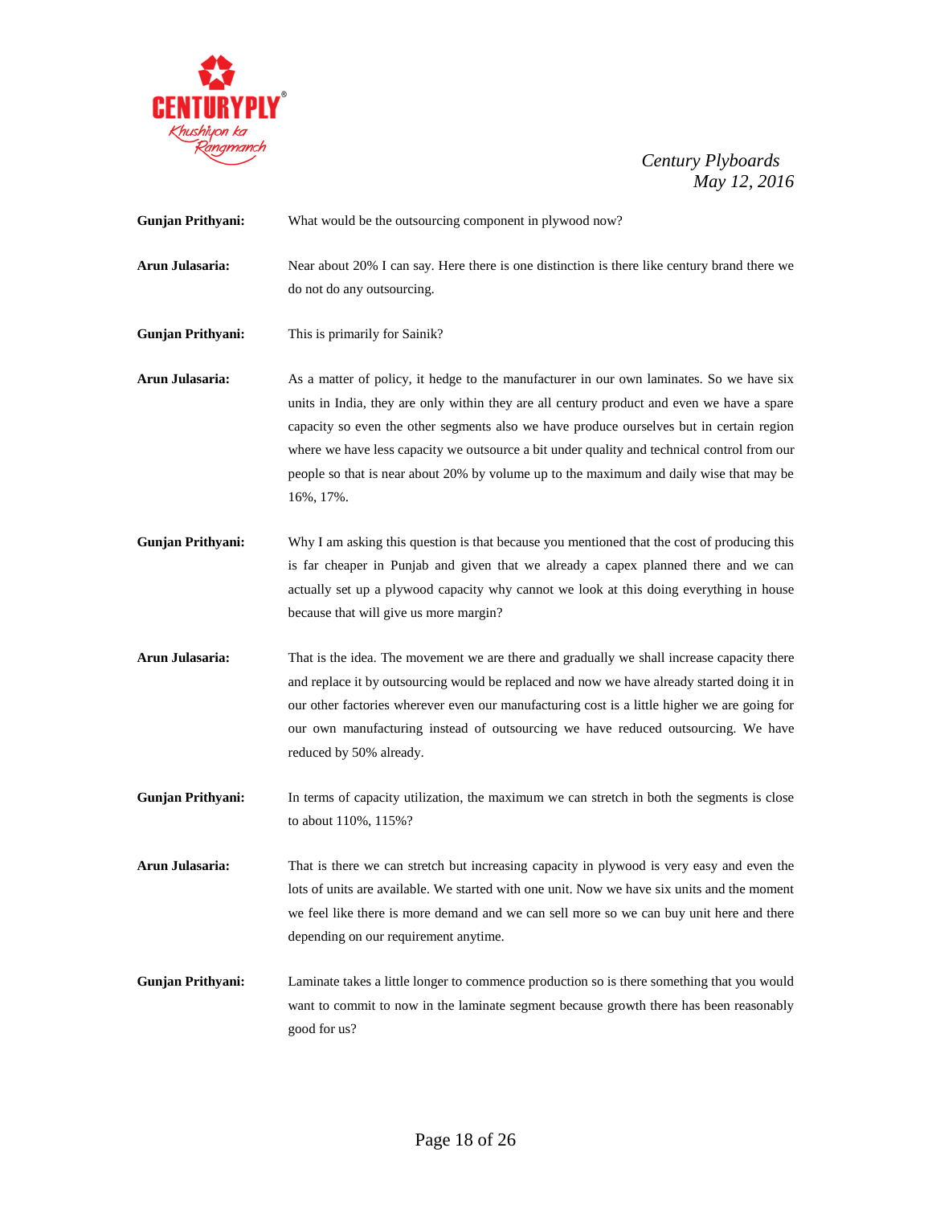**Gunjan Prithyani:** What would be the outsourcing component in plywood now?

**Arun Julasaria:** Near about 20% I can say. Here there is one distinction is there like century brand there we do not do any outsourcing.

**Gunjan Prithyani:** This is primarily for Sainik?

**Arun Julasaria:** As a matter of policy, it hedge to the manufacturer in our own laminates. So we have six units in India, they are only within they are all century product and even we have a spare capacity so even the other segments also we have produce ourselves but in certain region where we have less capacity we outsource a bit under quality and technical control from our people so that is near about 20% by volume up to the maximum and daily wise that may be 16%, 17%.

**Gunjan Prithyani:** Why I am asking this question is that because you mentioned that the cost of producing this is far cheaper in Punjab and given that we already a capex planned there and we can actually set up a plywood capacity why cannot we look at this doing everything in house because that will give us more margin?

**Arun Julasaria:** That is the idea. The movement we are there and gradually we shall increase capacity there and replace it by outsourcing would be replaced and now we have already started doing it in our other factories wherever even our manufacturing cost is a little higher we are going for our own manufacturing instead of outsourcing we have reduced outsourcing. We have reduced by 50% already.

**Gunjan Prithyani:** In terms of capacity utilization, the maximum we can stretch in both the segments is close to about 110%, 115%?

**Arun Julasaria:** That is there we can stretch but increasing capacity in plywood is very easy and even the lots of units are available. We started with one unit. Now we have six units and the moment we feel like there is more demand and we can sell more so we can buy unit here and there depending on our requirement anytime.

**Gunjan Prithyani:** Laminate takes a little longer to commence production so is there something that you would want to commit to now in the laminate segment because growth there has been reasonably good for us?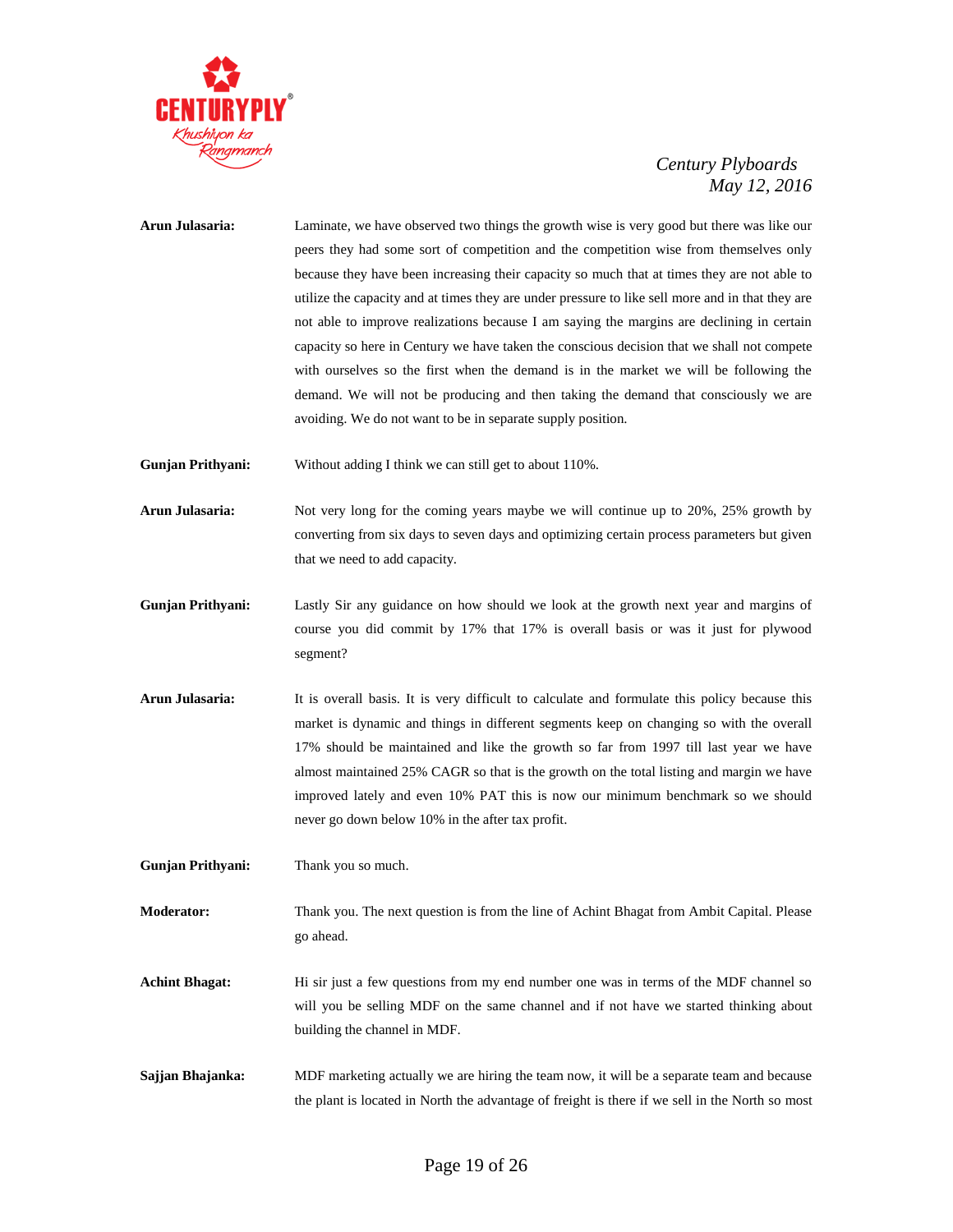**Arun Julasaria:** Laminate, we have observed two things the growth wise is very good but there was like our peers they had some sort of competition and the competition wise from themselves only because they have been increasing their capacity so much that at times they are not able to utilize the capacity and at times they are under pressure to like sell more and in that they are not able to improve realizations because I am saying the margins are declining in certain capacity so here in Century we have taken the conscious decision that we shall not compete with ourselves so the first when the demand is in the market we will be following the demand. We will not be producing and then taking the demand that consciously we are avoiding. We do not want to be in separate supply position.

**Gunjan Prithyani:** Without adding I think we can still get to about 110%.

**Arun Julasaria:** Not very long for the coming years maybe we will continue up to 20%, 25% growth by converting from six days to seven days and optimizing certain process parameters but given that we need to add capacity.

**Gunjan Prithyani:** Lastly Sir any guidance on how should we look at the growth next year and margins of course you did commit by 17% that 17% is overall basis or was it just for plywood segment?

**Arun Julasaria:** It is overall basis. It is very difficult to calculate and formulate this policy because this market is dynamic and things in different segments keep on changing so with the overall 17% should be maintained and like the growth so far from 1997 till last year we have almost maintained 25% CAGR so that is the growth on the total listing and margin we have improved lately and even 10% PAT this is now our minimum benchmark so we should never go down below 10% in the after tax profit.

**Gunjan Prithyani:** Thank you so much.

**Moderator:** Thank you. The next question is from the line of Achint Bhagat from Ambit Capital. Please go ahead.

**Achint Bhagat:** Hi sir just a few questions from my end number one was in terms of the MDF channel so will you be selling MDF on the same channel and if not have we started thinking about building the channel in MDF.

**Sajjan Bhajanka:** MDF marketing actually we are hiring the team now, it will be a separate team and because the plant is located in North the advantage of freight is there if we sell in the North so most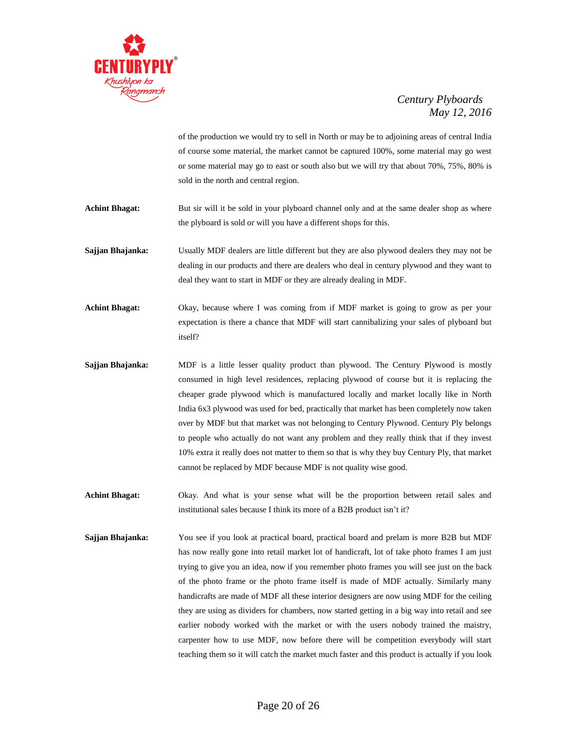of the production we would try to sell in North or may be to adjoining areas of central India of course some material, the market cannot be captured 100%, some material may go west or some material may go to east or south also but we will try that about 70%, 75%, 80% is sold in the north and central region.

**Achint Bhagat:** But sir will it be sold in your plyboard channel only and at the same dealer shop as where the plyboard is sold or will you have a different shops for this.

**Sajjan Bhajanka:** Usually MDF dealers are little different but they are also plywood dealers they may not be dealing in our products and there are dealers who deal in century plywood and they want to deal they want to start in MDF or they are already dealing in MDF.

**Achint Bhagat:** Okay, because where I was coming from if MDF market is going to grow as per your expectation is there a chance that MDF will start cannibalizing your sales of plyboard but itself?

**Sajjan Bhajanka:** MDF is a little lesser quality product than plywood. The Century Plywood is mostly consumed in high level residences, replacing plywood of course but it is replacing the cheaper grade plywood which is manufactured locally and market locally like in North India 6x3 plywood was used for bed, practically that market has been completely now taken over by MDF but that market was not belonging to Century Plywood. Century Ply belongs to people who actually do not want any problem and they really think that if they invest 10% extra it really does not matter to them so that is why they buy Century Ply, that market cannot be replaced by MDF because MDF is not quality wise good.

**Achint Bhagat:** Okay. And what is your sense what will be the proportion between retail sales and institutional sales because I think its more of a B2B product isn't it?

**Sajjan Bhajanka:** You see if you look at practical board, practical board and prelam is more B2B but MDF has now really gone into retail market lot of handicraft, lot of take photo frames I am just trying to give you an idea, now if you remember photo frames you will see just on the back of the photo frame or the photo frame itself is made of MDF actually. Similarly many handicrafts are made of MDF all these interior designers are now using MDF for the ceiling they are using as dividers for chambers, now started getting in a big way into retail and see earlier nobody worked with the market or with the users nobody trained the maistry, carpenter how to use MDF, now before there will be competition everybody will start teaching them so it will catch the market much faster and this product is actually if you look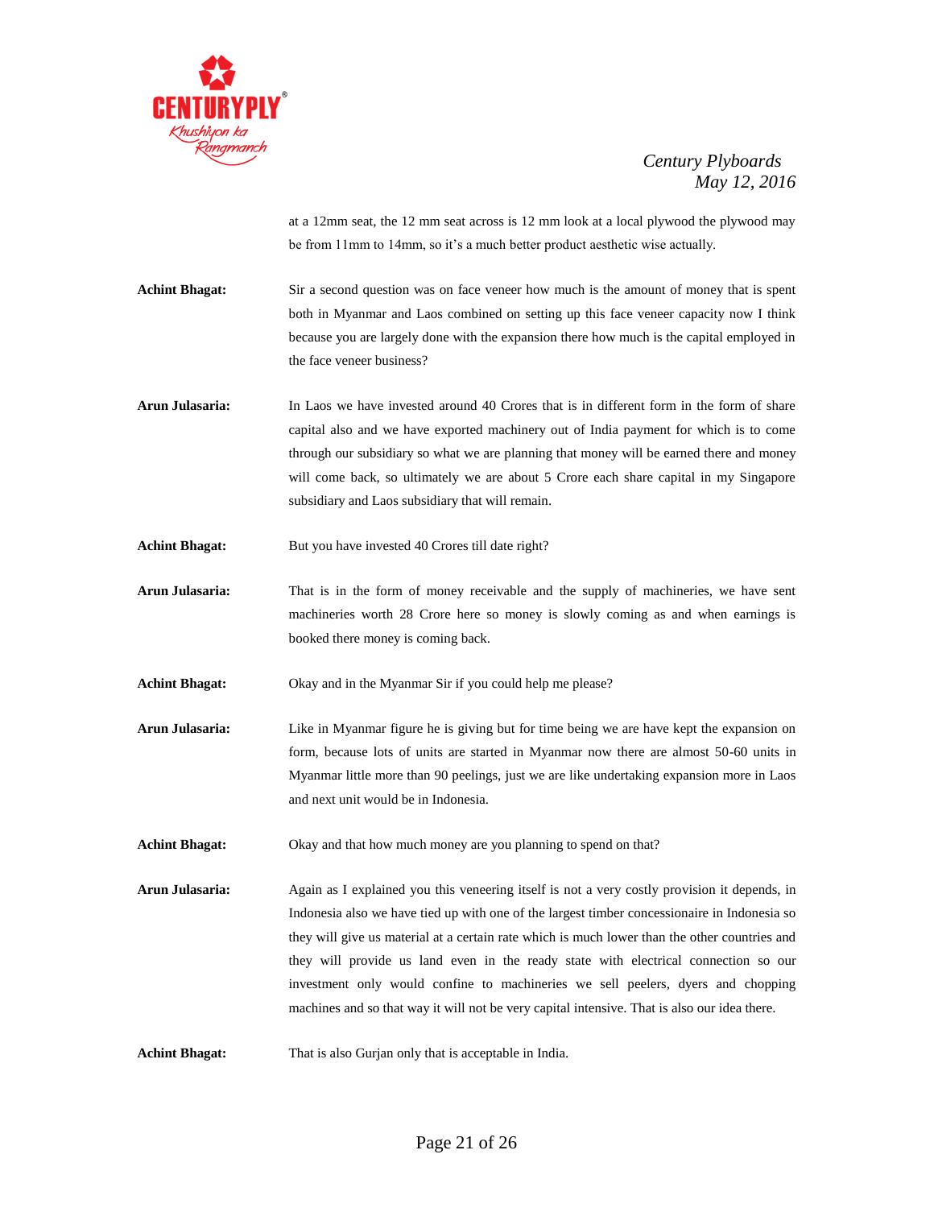at a 12mm seat, the 12 mm seat across is 12 mm look at a local plywood the plywood may be from 11mm to 14mm, so it's a much better product aesthetic wise actually.

**Achint Bhagat:** Sir a second question was on face veneer how much is the amount of money that is spent both in Myanmar and Laos combined on setting up this face veneer capacity now I think because you are largely done with the expansion there how much is the capital employed in the face veneer business?

**Arun Julasaria:** In Laos we have invested around 40 Crores that is in different form in the form of share capital also and we have exported machinery out of India payment for which is to come through our subsidiary so what we are planning that money will be earned there and money will come back, so ultimately we are about 5 Crore each share capital in my Singapore subsidiary and Laos subsidiary that will remain.

**Achint Bhagat:** But you have invested 40 Crores till date right?

**Arun Julasaria:** That is in the form of money receivable and the supply of machineries, we have sent machineries worth 28 Crore here so money is slowly coming as and when earnings is booked there money is coming back.

**Achint Bhagat:** Okay and in the Myanmar Sir if you could help me please?

**Arun Julasaria:** Like in Myanmar figure he is giving but for time being we are have kept the expansion on form, because lots of units are started in Myanmar now there are almost 50-60 units in Myanmar little more than 90 peelings, just we are like undertaking expansion more in Laos and next unit would be in Indonesia.

**Achint Bhagat:** Okay and that how much money are you planning to spend on that?

**Arun Julasaria:** Again as I explained you this veneering itself is not a very costly provision it depends, in Indonesia also we have tied up with one of the largest timber concessionaire in Indonesia so they will give us material at a certain rate which is much lower than the other countries and they will provide us land even in the ready state with electrical connection so our investment only would confine to machineries we sell peelers, dyers and chopping machines and so that way it will not be very capital intensive. That is also our idea there.

**Achint Bhagat:** That is also Gurjan only that is acceptable in India.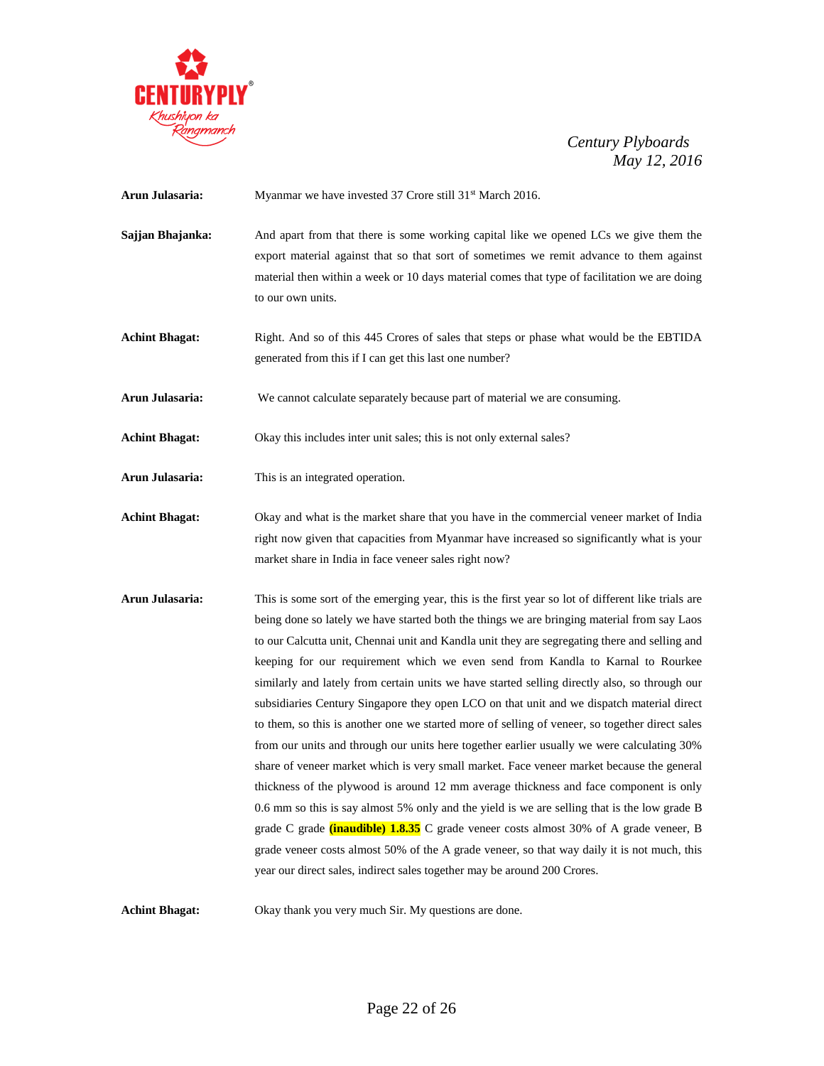**Arun Julasaria:** Myanmar we have invested 37 Crore still 31st March 2016.

**Sajjan Bhajanka:** And apart from that there is some working capital like we opened LCs we give them the export material against that so that sort of sometimes we remit advance to them against material then within a week or 10 days material comes that type of facilitation we are doing to our own units.

**Achint Bhagat:** Right. And so of this 445 Crores of sales that steps or phase what would be the EBTIDA generated from this if I can get this last one number?

**Arun Julasaria:** We cannot calculate separately because part of material we are consuming.

**Achint Bhagat:** Okay this includes inter unit sales; this is not only external sales?

**Arun Julasaria:** This is an integrated operation.

**Achint Bhagat:** Okay and what is the market share that you have in the commercial veneer market of India right now given that capacities from Myanmar have increased so significantly what is your market share in India in face veneer sales right now?

**Arun Julasaria:** This is some sort of the emerging year, this is the first year so lot of different like trials are being done so lately we have started both the things we are bringing material from say Laos to our Calcutta unit, Chennai unit and Kandla unit they are segregating there and selling and keeping for our requirement which we even send from Kandla to Karnal to Rourkee similarly and lately from certain units we have started selling directly also, so through our subsidiaries Century Singapore they open LCO on that unit and we dispatch material direct to them, so this is another one we started more of selling of veneer, so together direct sales from our units and through our units here together earlier usually we were calculating 30% share of veneer market which is very small market. Face veneer market because the general thickness of the plywood is around 12 mm average thickness and face component is only 0.6 mm so this is say almost 5% only and the yield is we are selling that is the low grade B grade C grade **(inaudible) 1.8.35** C grade veneer costs almost 30% of A grade veneer, B grade veneer costs almost 50% of the A grade veneer, so that way daily it is not much, this year our direct sales, indirect sales together may be around 200 Crores.

**Achint Bhagat:** Okay thank you very much Sir. My questions are done.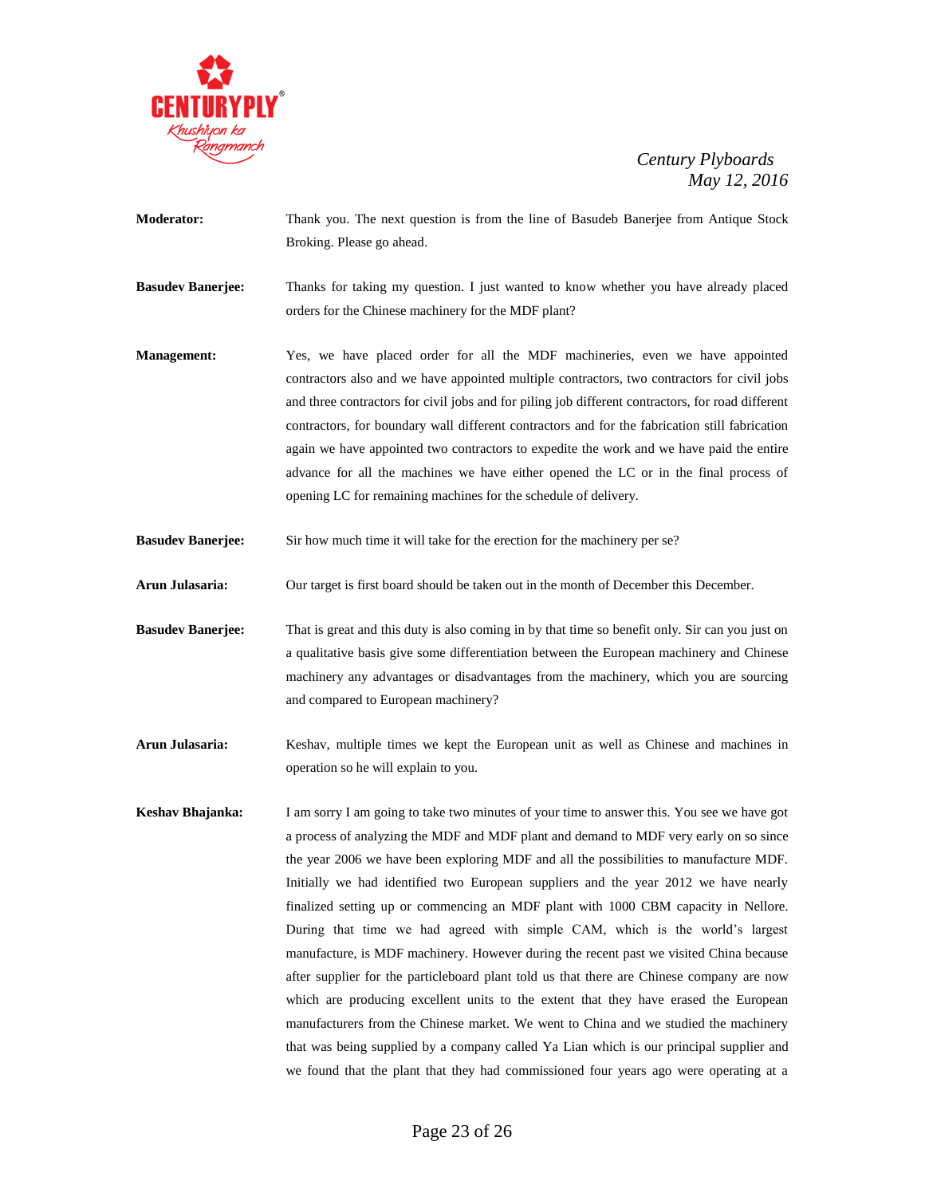**Moderator:** Thank you. The next question is from the line of Basudeb Banerjee from Antique Stock Broking. Please go ahead.

**Basudev Banerjee:** Thanks for taking my question. I just wanted to know whether you have already placed orders for the Chinese machinery for the MDF plant?

**Management:** Yes, we have placed order for all the MDF machineries, even we have appointed contractors also and we have appointed multiple contractors, two contractors for civil jobs and three contractors for civil jobs and for piling job different contractors, for road different contractors, for boundary wall different contractors and for the fabrication still fabrication again we have appointed two contractors to expedite the work and we have paid the entire advance for all the machines we have either opened the LC or in the final process of opening LC for remaining machines for the schedule of delivery.

**Basudev Banerjee:** Sir how much time it will take for the erection for the machinery per se?

**Arun Julasaria:** Our target is first board should be taken out in the month of December this December.

**Basudev Banerjee:** That is great and this duty is also coming in by that time so benefit only. Sir can you just on a qualitative basis give some differentiation between the European machinery and Chinese machinery any advantages or disadvantages from the machinery, which you are sourcing and compared to European machinery?

**Arun Julasaria:** Keshav, multiple times we kept the European unit as well as Chinese and machines in operation so he will explain to you.

**Keshav Bhajanka:** I am sorry I am going to take two minutes of your time to answer this. You see we have got a process of analyzing the MDF and MDF plant and demand to MDF very early on so since the year 2006 we have been exploring MDF and all the possibilities to manufacture MDF. Initially we had identified two European suppliers and the year 2012 we have nearly finalized setting up or commencing an MDF plant with 1000 CBM capacity in Nellore. During that time we had agreed with simple CAM, which is the world's largest manufacture, is MDF machinery. However during the recent past we visited China because after supplier for the particleboard plant told us that there are Chinese company are now which are producing excellent units to the extent that they have erased the European manufacturers from the Chinese market. We went to China and we studied the machinery that was being supplied by a company called Ya Lian which is our principal supplier and we found that the plant that they had commissioned four years ago were operating at a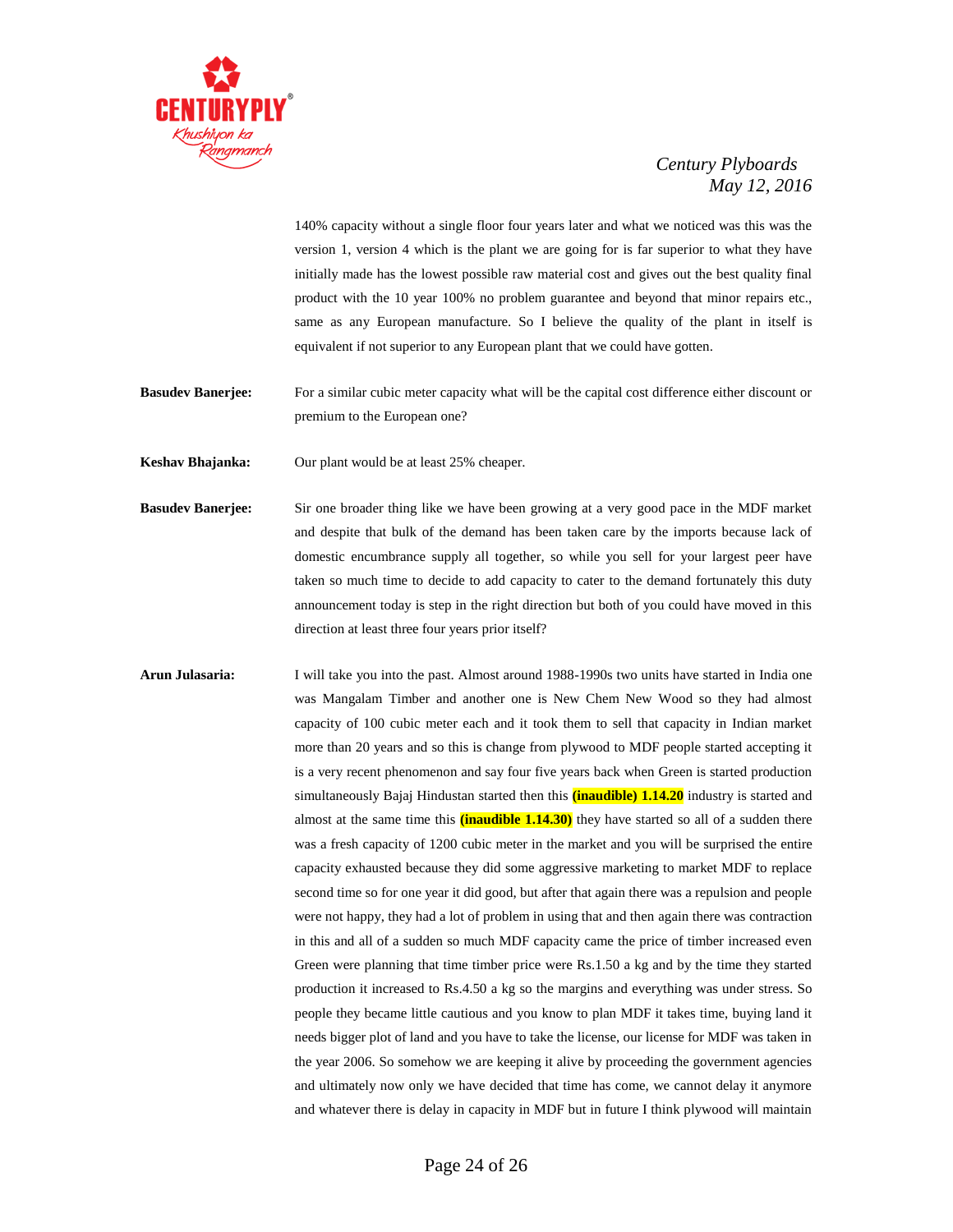140% capacity without a single floor four years later and what we noticed was this was the version 1, version 4 which is the plant we are going for is far superior to what they have initially made has the lowest possible raw material cost and gives out the best quality final product with the 10 year 100% no problem guarantee and beyond that minor repairs etc., same as any European manufacture. So I believe the quality of the plant in itself is equivalent if not superior to any European plant that we could have gotten.

**Basudev Banerjee:** For a similar cubic meter capacity what will be the capital cost difference either discount or premium to the European one?

**Keshav Bhajanka:** Our plant would be at least 25% cheaper.

**Basudev Banerjee:** Sir one broader thing like we have been growing at a very good pace in the MDF market and despite that bulk of the demand has been taken care by the imports because lack of domestic encumbrance supply all together, so while you sell for your largest peer have taken so much time to decide to add capacity to cater to the demand fortunately this duty announcement today is step in the right direction but both of you could have moved in this direction at least three four years prior itself?

**Arun Julasaria:** I will take you into the past. Almost around 1988-1990s two units have started in India one was Mangalam Timber and another one is New Chem New Wood so they had almost capacity of 100 cubic meter each and it took them to sell that capacity in Indian market more than 20 years and so this is change from plywood to MDF people started accepting it is a very recent phenomenon and say four five years back when Green is started production simultaneously Bajaj Hindustan started then this **(inaudible) 1.14.20** industry is started and almost at the same time this **(inaudible 1.14.30)** they have started so all of a sudden there was a fresh capacity of 1200 cubic meter in the market and you will be surprised the entire capacity exhausted because they did some aggressive marketing to market MDF to replace second time so for one year it did good, but after that again there was a repulsion and people were not happy, they had a lot of problem in using that and then again there was contraction in this and all of a sudden so much MDF capacity came the price of timber increased even Green were planning that time timber price were Rs.1.50 a kg and by the time they started production it increased to Rs.4.50 a kg so the margins and everything was under stress. So people they became little cautious and you know to plan MDF it takes time, buying land it needs bigger plot of land and you have to take the license, our license for MDF was taken in the year 2006. So somehow we are keeping it alive by proceeding the government agencies and ultimately now only we have decided that time has come, we cannot delay it anymore and whatever there is delay in capacity in MDF but in future I think plywood will maintain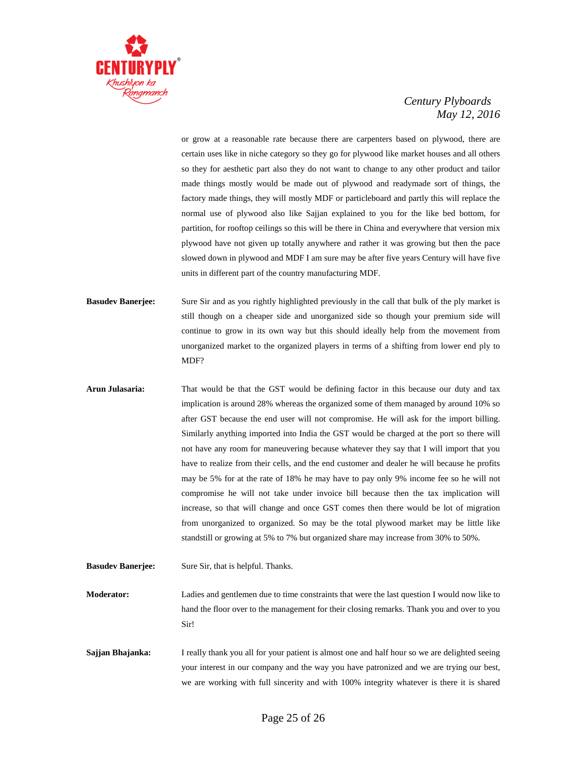or grow at a reasonable rate because there are carpenters based on plywood, there are certain uses like in niche category so they go for plywood like market houses and all others so they for aesthetic part also they do not want to change to any other product and tailor made things mostly would be made out of plywood and readymade sort of things, the factory made things, they will mostly MDF or particleboard and partly this will replace the normal use of plywood also like Sajjan explained to you for the like bed bottom, for partition, for rooftop ceilings so this will be there in China and everywhere that version mix plywood have not given up totally anywhere and rather it was growing but then the pace slowed down in plywood and MDF I am sure may be after five years Century will have five units in different part of the country manufacturing MDF.

**Basudev Banerjee:** Sure Sir and as you rightly highlighted previously in the call that bulk of the ply market is still though on a cheaper side and unorganized side so though your premium side will continue to grow in its own way but this should ideally help from the movement from unorganized market to the organized players in terms of a shifting from lower end ply to MDF?

**Arun Julasaria:** That would be that the GST would be defining factor in this because our duty and tax implication is around 28% whereas the organized some of them managed by around 10% so after GST because the end user will not compromise. He will ask for the import billing. Similarly anything imported into India the GST would be charged at the port so there will not have any room for maneuvering because whatever they say that I will import that you have to realize from their cells, and the end customer and dealer he will because he profits may be 5% for at the rate of 18% he may have to pay only 9% income fee so he will not compromise he will not take under invoice bill because then the tax implication will increase, so that will change and once GST comes then there would be lot of migration from unorganized to organized. So may be the total plywood market may be little like standstill or growing at 5% to 7% but organized share may increase from 30% to 50%.

**Basudev Banerjee:** Sure Sir, that is helpful. Thanks.

**Moderator:** Ladies and gentlemen due to time constraints that were the last question I would now like to hand the floor over to the management for their closing remarks. Thank you and over to you Sir!

**Sajjan Bhajanka:** I really thank you all for your patient is almost one and half hour so we are delighted seeing your interest in our company and the way you have patronized and we are trying our best, we are working with full sincerity and with 100% integrity whatever is there it is shared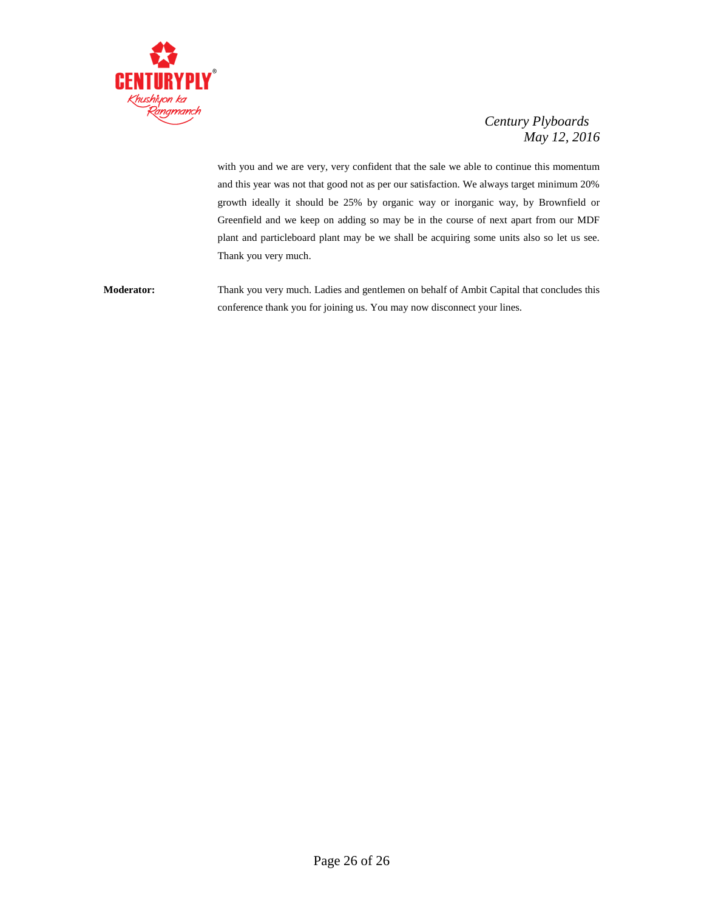with you and we are very, very confident that the sale we able to continue this momentum and this year was not that good not as per our satisfaction. We always target minimum 20% growth ideally it should be 25% by organic way or inorganic way, by Brownfield or Greenfield and we keep on adding so may be in the course of next apart from our MDF plant and particleboard plant may be we shall be acquiring some units also so let us see. Thank you very much.

**Moderator:** Thank you very much. Ladies and gentlemen on behalf of Ambit Capital that concludes this conference thank you for joining us. You may now disconnect your lines.